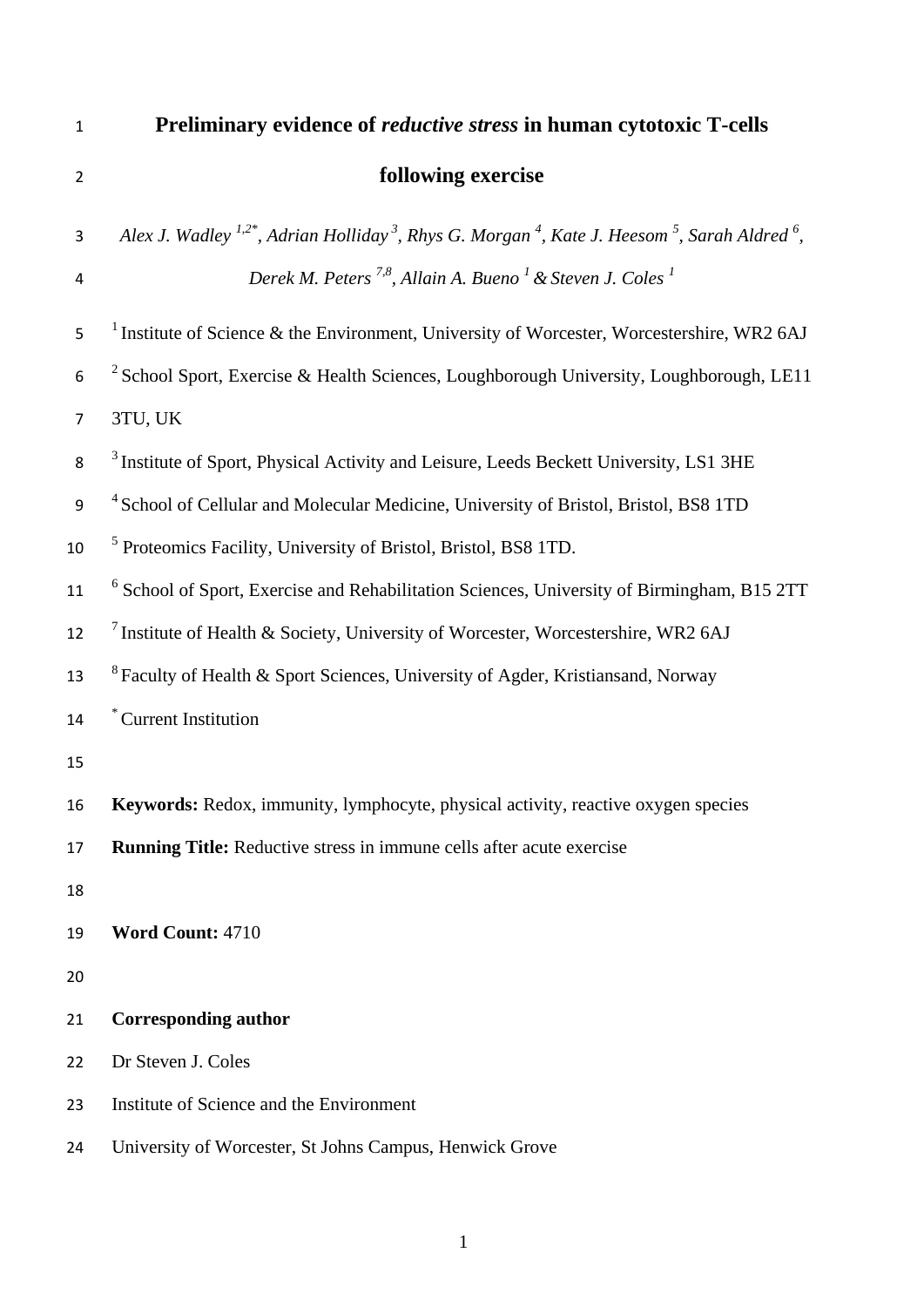# Preliminary evidence of *reductive stress* in human cytotoxic T-cells following exercise

*Alex J. Wadley [1,2*], Adrian Holliday [3], Rhys G. Morgan [4], Kate J. Heesom [5], Sarah Aldred [6], Derek M. Peters [7,8], Allain A. Bueno [1] & Steven J. Coles [1]*

[1] Institute of Science & the Environment, University of Worcester, Worcestershire, WR2 6AJ

[2] School Sport, Exercise & Health Sciences, Loughborough University, Loughborough, LE11 3TU, UK

[3] Institute of Sport, Physical Activity and Leisure, Leeds Beckett University, LS1 3HE

[4] School of Cellular and Molecular Medicine, University of Bristol, Bristol, BS8 1TD

[5] Proteomics Facility, University of Bristol, Bristol, BS8 1TD.

[6] School of Sport, Exercise and Rehabilitation Sciences, University of Birmingham, B15 2TT

[7] Institute of Health & Society, University of Worcester, Worcestershire, WR2 6AJ

[8] Faculty of Health & Sport Sciences, University of Agder, Kristiansand, Norway

[*] Current Institution

**Keywords:** Redox, immunity, lymphocyte, physical activity, reactive oxygen species

**Running Title:** Reductive stress in immune cells after acute exercise

**Word Count:** 4710

**Corresponding author**

Dr Steven J. Coles

Institute of Science and the Environment

University of Worcester, St Johns Campus, Henwick Grove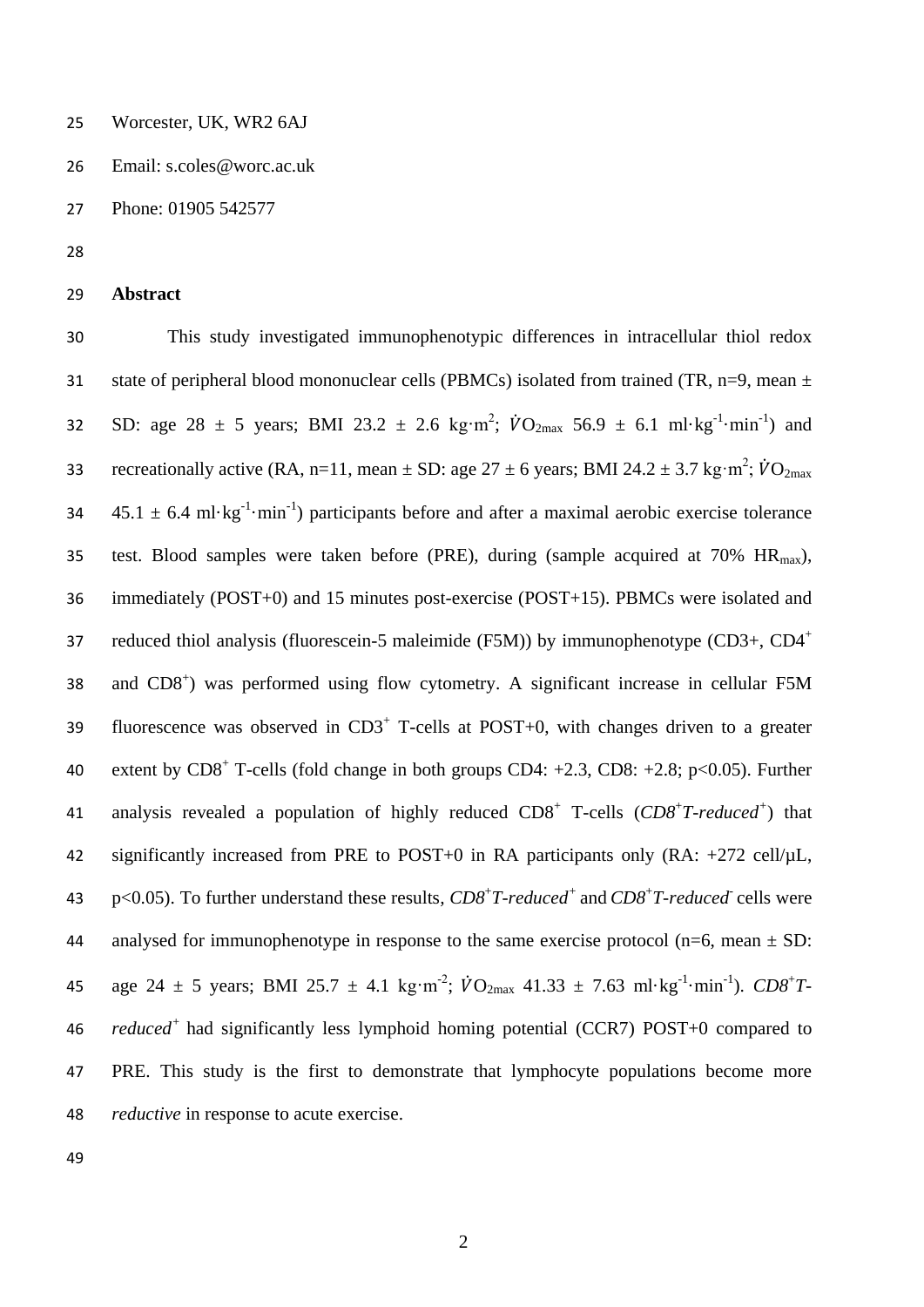Worcester, UK, WR2 6AJ

Email: s.coles@worc.ac.uk

Phone: 01905 542577

## Abstract

This study investigated immunophenotypic differences in intracellular thiol redox state of peripheral blood mononuclear cells (PBMCs) isolated from trained (TR, n=9, mean ± SD: age 28 ± 5 years; BMI 23.2 ± 2.6 kg·m$^{2}$; $\dot{V}O_{2max}$ 56.9 ± 6.1 ml·kg$^{-1}$·min$^{-1}$) and recreationally active (RA, n=11, mean ± SD: age 27 ± 6 years; BMI 24.2 ± 3.7 kg·m$^{2}$; $\dot{V}O_{2max}$ 45.1 ± 6.4 ml·kg$^{-1}$·min$^{-1}$) participants before and after a maximal aerobic exercise tolerance test. Blood samples were taken before (PRE), during (sample acquired at 70% $HR_{max}$), immediately (POST+0) and 15 minutes post-exercise (POST+15). PBMCs were isolated and reduced thiol analysis (fluorescein-5 maleimide (F5M)) by immunophenotype (CD3+, CD4$^{+}$ and CD8$^{+}$) was performed using flow cytometry. A significant increase in cellular F5M fluorescence was observed in CD3$^{+}$ T-cells at POST+0, with changes driven to a greater extent by CD8$^{+}$ T-cells (fold change in both groups CD4: +2.3, CD8: +2.8; $p<0.05$). Further analysis revealed a population of highly reduced CD8$^{+}$ T-cells (*CD8$^{+}$T-reduced$^{+}$*) that significantly increased from PRE to POST+0 in RA participants only (RA: +272 cell/µL, $p<0.05$). To further understand these results, *CD8$^{+}$T-reduced$^{+}$* and *CD8$^{+}$T-reduced$^{-}$* cells were analysed for immunophenotype in response to the same exercise protocol (n=6, mean ± SD: age 24 ± 5 years; BMI 25.7 ± 4.1 kg·m$^{-2}$; $\dot{V}O_{2max}$ 41.33 ± 7.63 ml·kg$^{-1}$·min$^{-1}$). *CD8$^{+}$T-reduced$^{+}$* had significantly less lymphoid homing potential (CCR7) POST+0 compared to PRE. This study is the first to demonstrate that lymphocyte populations become more *reductive* in response to acute exercise.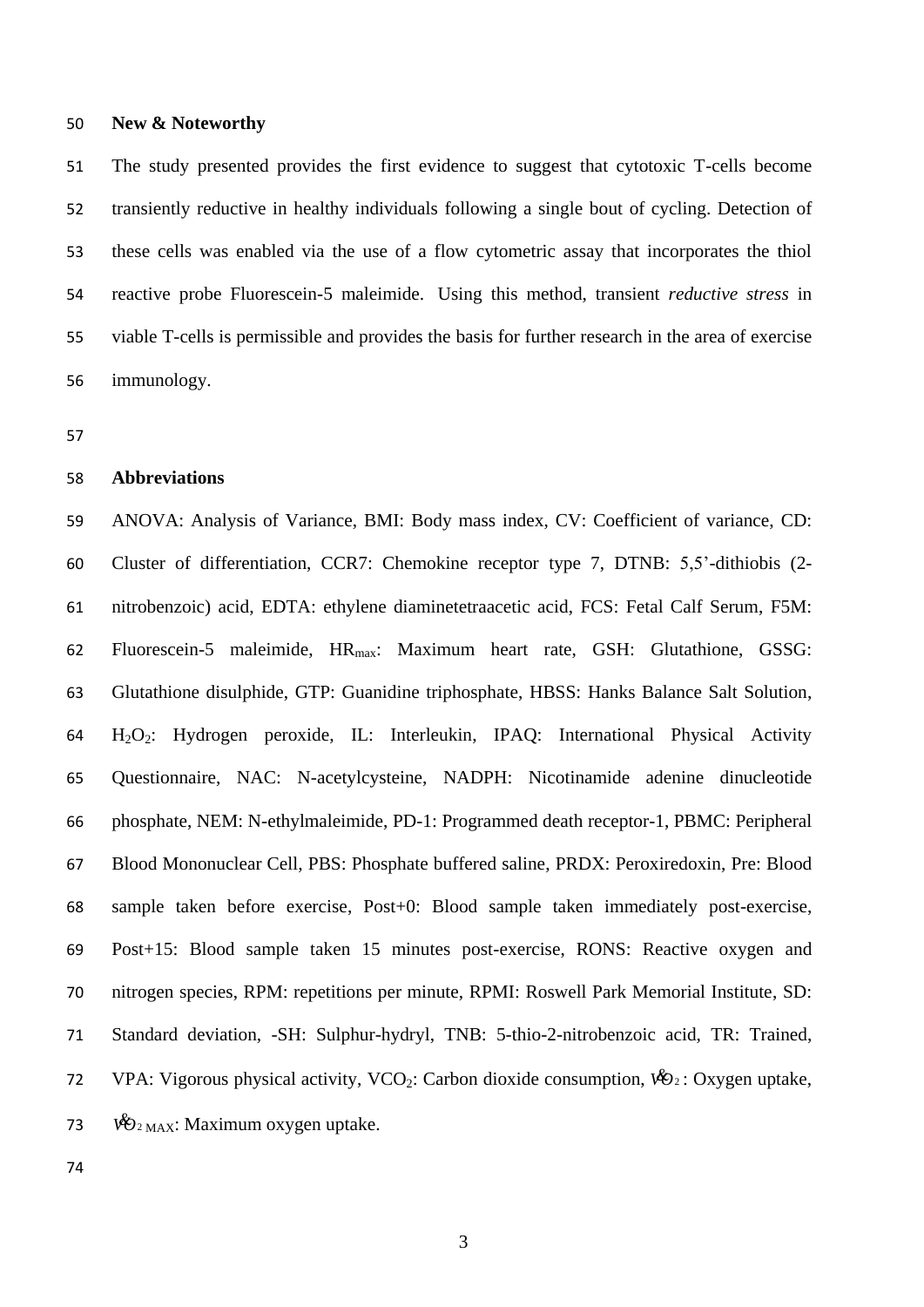**New & Noteworthy**

The study presented provides the first evidence to suggest that cytotoxic T-cells become transiently reductive in healthy individuals following a single bout of cycling. Detection of these cells was enabled via the use of a flow cytometric assay that incorporates the thiol reactive probe Fluorescein-5 maleimide. Using this method, transient *reductive stress* in viable T-cells is permissible and provides the basis for further research in the area of exercise immunology.

**Abbreviations**

ANOVA: Analysis of Variance, BMI: Body mass index, CV: Coefficient of variance, CD: Cluster of differentiation, CCR7: Chemokine receptor type 7, DTNB: 5,5'-dithiobis (2-nitrobenzoic) acid, EDTA: ethylene diaminetetraacetic acid, FCS: Fetal Calf Serum, F5M: Fluorescein-5 maleimide, $HR_{max}$: Maximum heart rate, GSH: Glutathione, GSSG: Glutathione disulphide, GTP: Guanidine triphosphate, HBSS: Hanks Balance Salt Solution, $H_2O_2$: Hydrogen peroxide, IL: Interleukin, IPAQ: International Physical Activity Questionnaire, NAC: N-acetylcysteine, NADPH: Nicotinamide adenine dinucleotide phosphate, NEM: N-ethylmaleimide, PD-1: Programmed death receptor-1, PBMC: Peripheral Blood Mononuclear Cell, PBS: Phosphate buffered saline, PRDX: Peroxiredoxin, Pre: Blood sample taken before exercise, Post+0: Blood sample taken immediately post-exercise, Post+15: Blood sample taken 15 minutes post-exercise, RONS: Reactive oxygen and nitrogen species, RPM: repetitions per minute, RPMI: Roswell Park Memorial Institute, SD: Standard deviation, -SH: Sulphur-hydryl, TNB: 5-thio-2-nitrobenzoic acid, TR: Trained, VPA: Vigorous physical activity, $VCO_2$: Carbon dioxide consumption, $\dot{V}O_2$: Oxygen uptake, $\dot{V}O_{2\,MAX}$: Maximum oxygen uptake.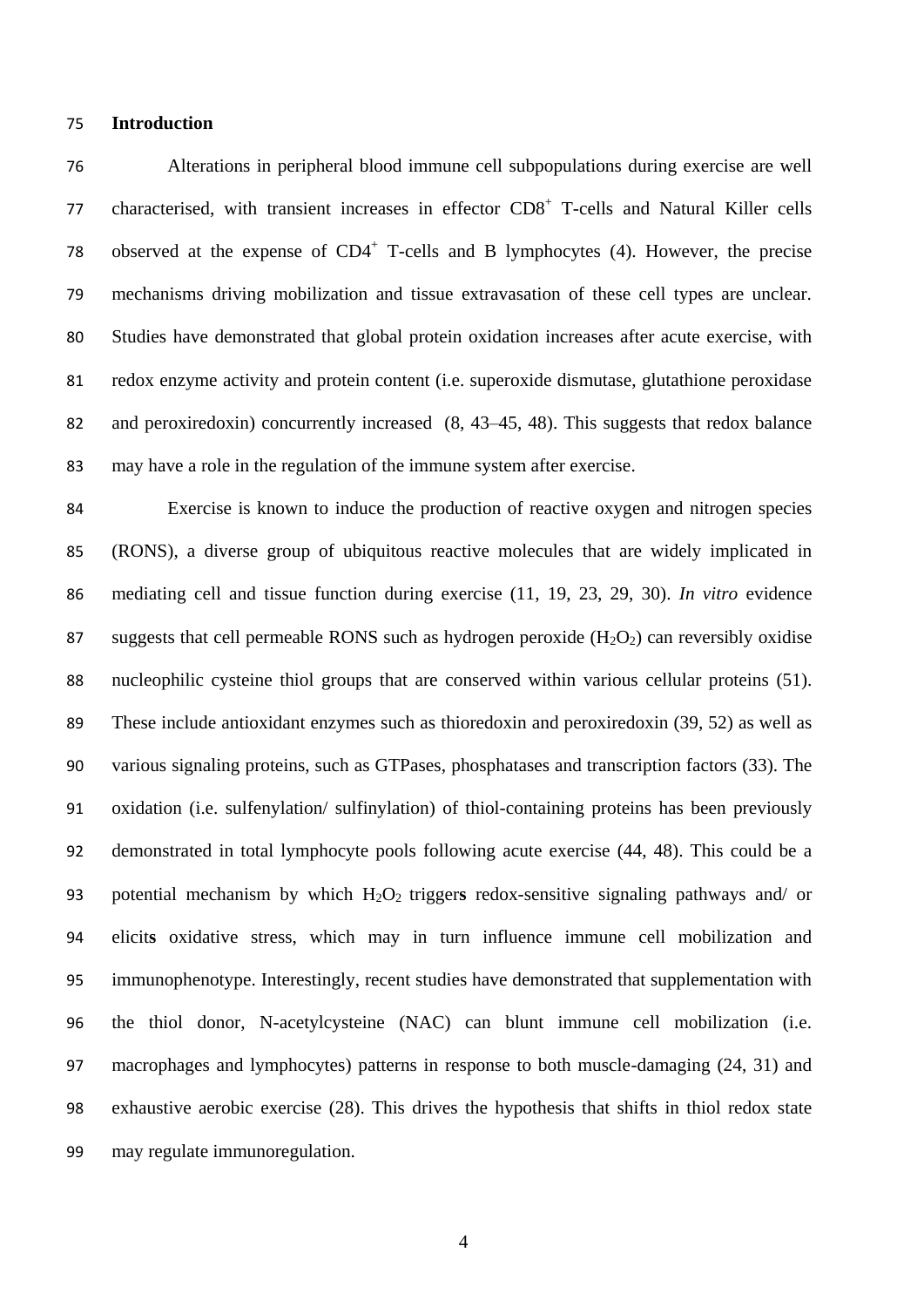## Introduction

Alterations in peripheral blood immune cell subpopulations during exercise are well characterised, with transient increases in effector $CD8^+$ T-cells and Natural Killer cells observed at the expense of $CD4^+$ T-cells and B lymphocytes (4). However, the precise mechanisms driving mobilization and tissue extravasation of these cell types are unclear. Studies have demonstrated that global protein oxidation increases after acute exercise, with redox enzyme activity and protein content (i.e. superoxide dismutase, glutathione peroxidase and peroxiredoxin) concurrently increased (8, 43–45, 48). This suggests that redox balance may have a role in the regulation of the immune system after exercise.

Exercise is known to induce the production of reactive oxygen and nitrogen species (RONS), a diverse group of ubiquitous reactive molecules that are widely implicated in mediating cell and tissue function during exercise (11, 19, 23, 29, 30). *In vitro* evidence suggests that cell permeable RONS such as hydrogen peroxide ($H_2O_2$) can reversibly oxidise nucleophilic cysteine thiol groups that are conserved within various cellular proteins (51). These include antioxidant enzymes such as thioredoxin and peroxiredoxin (39, 52) as well as various signaling proteins, such as GTPases, phosphatases and transcription factors (33). The oxidation (i.e. sulfenylation/ sulfinylation) of thiol-containing proteins has been previously demonstrated in total lymphocyte pools following acute exercise (44, 48). This could be a potential mechanism by which $H_2O_2$ trigger**s** redox-sensitive signaling pathways and/ or elicit**s** oxidative stress, which may in turn influence immune cell mobilization and immunophenotype. Interestingly, recent studies have demonstrated that supplementation with the thiol donor, N-acetylcysteine (NAC) can blunt immune cell mobilization (i.e. macrophages and lymphocytes) patterns in response to both muscle-damaging (24, 31) and exhaustive aerobic exercise (28). This drives the hypothesis that shifts in thiol redox state may regulate immunoregulation.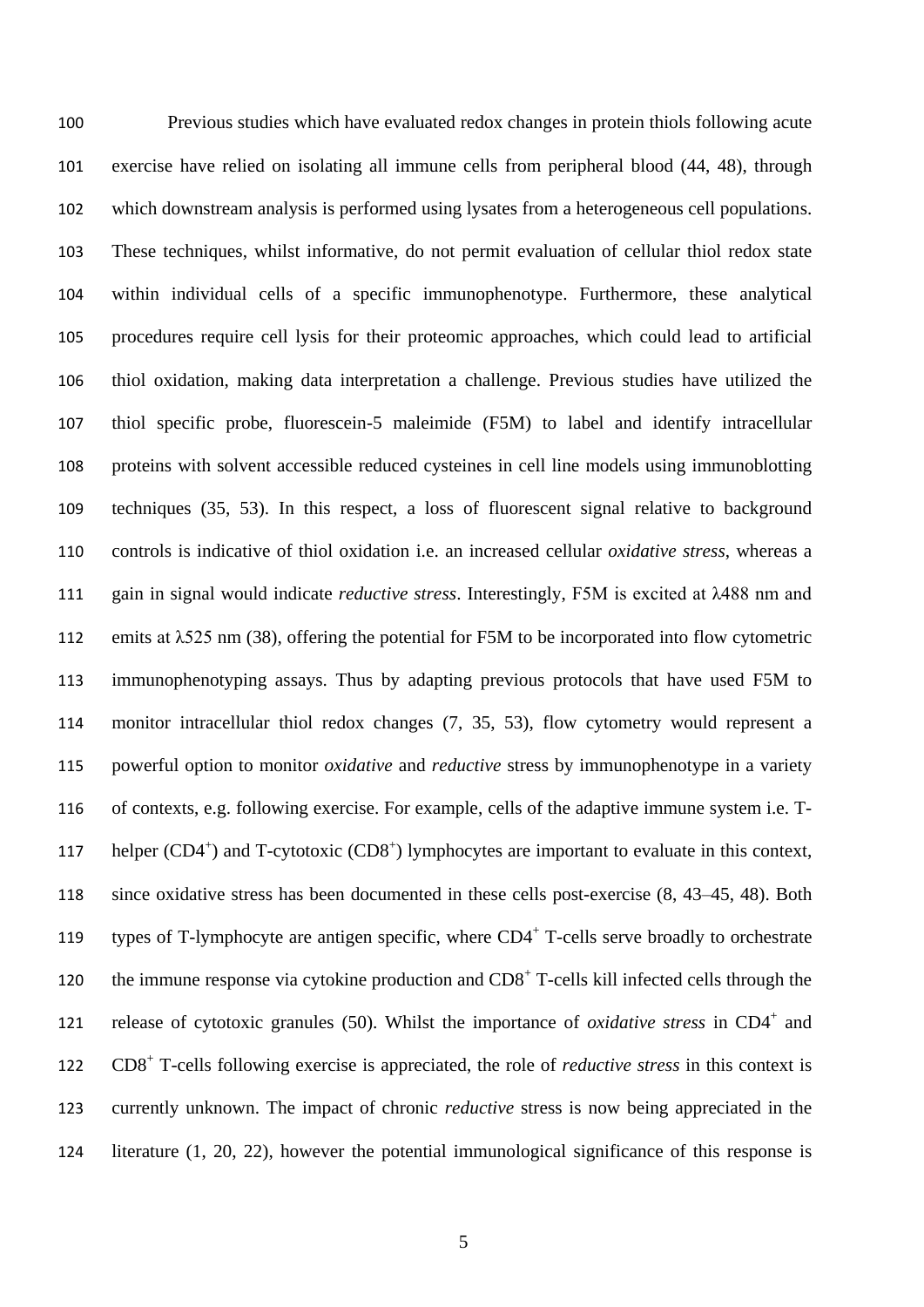Previous studies which have evaluated redox changes in protein thiols following acute exercise have relied on isolating all immune cells from peripheral blood (44, 48), through which downstream analysis is performed using lysates from a heterogeneous cell populations. These techniques, whilst informative, do not permit evaluation of cellular thiol redox state within individual cells of a specific immunophenotype. Furthermore, these analytical procedures require cell lysis for their proteomic approaches, which could lead to artificial thiol oxidation, making data interpretation a challenge. Previous studies have utilized the thiol specific probe, fluorescein-5 maleimide (F5M) to label and identify intracellular proteins with solvent accessible reduced cysteines in cell line models using immunoblotting techniques (35, 53). In this respect, a loss of fluorescent signal relative to background controls is indicative of thiol oxidation i.e. an increased cellular *oxidative stress*, whereas a gain in signal would indicate *reductive stress*. Interestingly, F5M is excited at λ488 nm and emits at λ525 nm (38), offering the potential for F5M to be incorporated into flow cytometric immunophenotyping assays. Thus by adapting previous protocols that have used F5M to monitor intracellular thiol redox changes (7, 35, 53), flow cytometry would represent a powerful option to monitor *oxidative* and *reductive* stress by immunophenotype in a variety of contexts, e.g. following exercise. For example, cells of the adaptive immune system i.e. T-helper ($CD4^+$) and T-cytotoxic ($CD8^+$) lymphocytes are important to evaluate in this context, since oxidative stress has been documented in these cells post-exercise (8, 43–45, 48). Both types of T-lymphocyte are antigen specific, where $CD4^+$ T-cells serve broadly to orchestrate the immune response via cytokine production and $CD8^+$ T-cells kill infected cells through the release of cytotoxic granules (50). Whilst the importance of *oxidative stress* in $CD4^+$ and $CD8^+$ T-cells following exercise is appreciated, the role of *reductive stress* in this context is currently unknown. The impact of chronic *reductive* stress is now being appreciated in the literature (1, 20, 22), however the potential immunological significance of this response is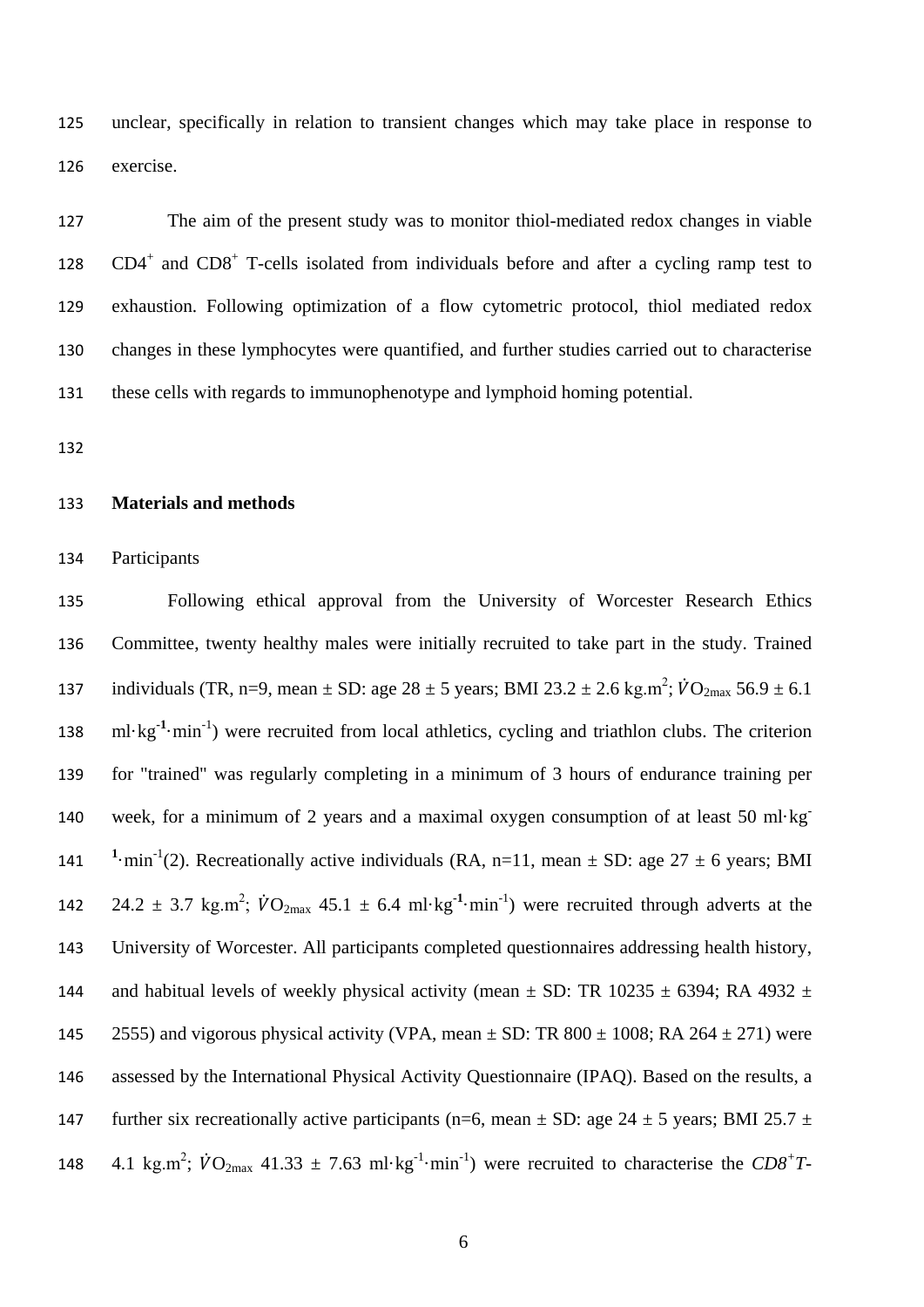unclear, specifically in relation to transient changes which may take place in response to exercise.

The aim of the present study was to monitor thiol-mediated redox changes in viable $CD4^+$ and $CD8^+$ T-cells isolated from individuals before and after a cycling ramp test to exhaustion. Following optimization of a flow cytometric protocol, thiol mediated redox changes in these lymphocytes were quantified, and further studies carried out to characterise these cells with regards to immunophenotype and lymphoid homing potential.

## Materials and methods

Participants

Following ethical approval from the University of Worcester Research Ethics Committee, twenty healthy males were initially recruited to take part in the study. Trained individuals (TR, n=9, mean ± SD: age 28 ± 5 years; BMI 23.2 ± 2.6 $kg.m^2$; $\dot{V}O_{2max}$ 56.9 ± 6.1 $ml{\cdot}kg^{-1}{\cdot}min^{-1}$) were recruited from local athletics, cycling and triathlon clubs. The criterion for "trained" was regularly completing in a minimum of 3 hours of endurance training per week, for a minimum of 2 years and a maximal oxygen consumption of at least 50 $ml{\cdot}kg^{-1}{\cdot}min^{-1}$(2). Recreationally active individuals (RA, n=11, mean ± SD: age 27 ± 6 years; BMI 24.2 ± 3.7 $kg.m^2$; $\dot{V}O_{2max}$ 45.1 ± 6.4 $ml{\cdot}kg^{-1}{\cdot}min^{-1}$) were recruited through adverts at the University of Worcester. All participants completed questionnaires addressing health history, and habitual levels of weekly physical activity (mean ± SD: TR 10235 ± 6394; RA 4932 ± 2555) and vigorous physical activity (VPA, mean ± SD: TR 800 ± 1008; RA 264 ± 271) were assessed by the International Physical Activity Questionnaire (IPAQ). Based on the results, a further six recreationally active participants (n=6, mean ± SD: age 24 ± 5 years; BMI 25.7 ± 4.1 $kg.m^2$; $\dot{V}O_{2max}$ 41.33 ± 7.63 $ml{\cdot}kg^{-1}{\cdot}min^{-1}$) were recruited to characterise the *$CD8^+$T-*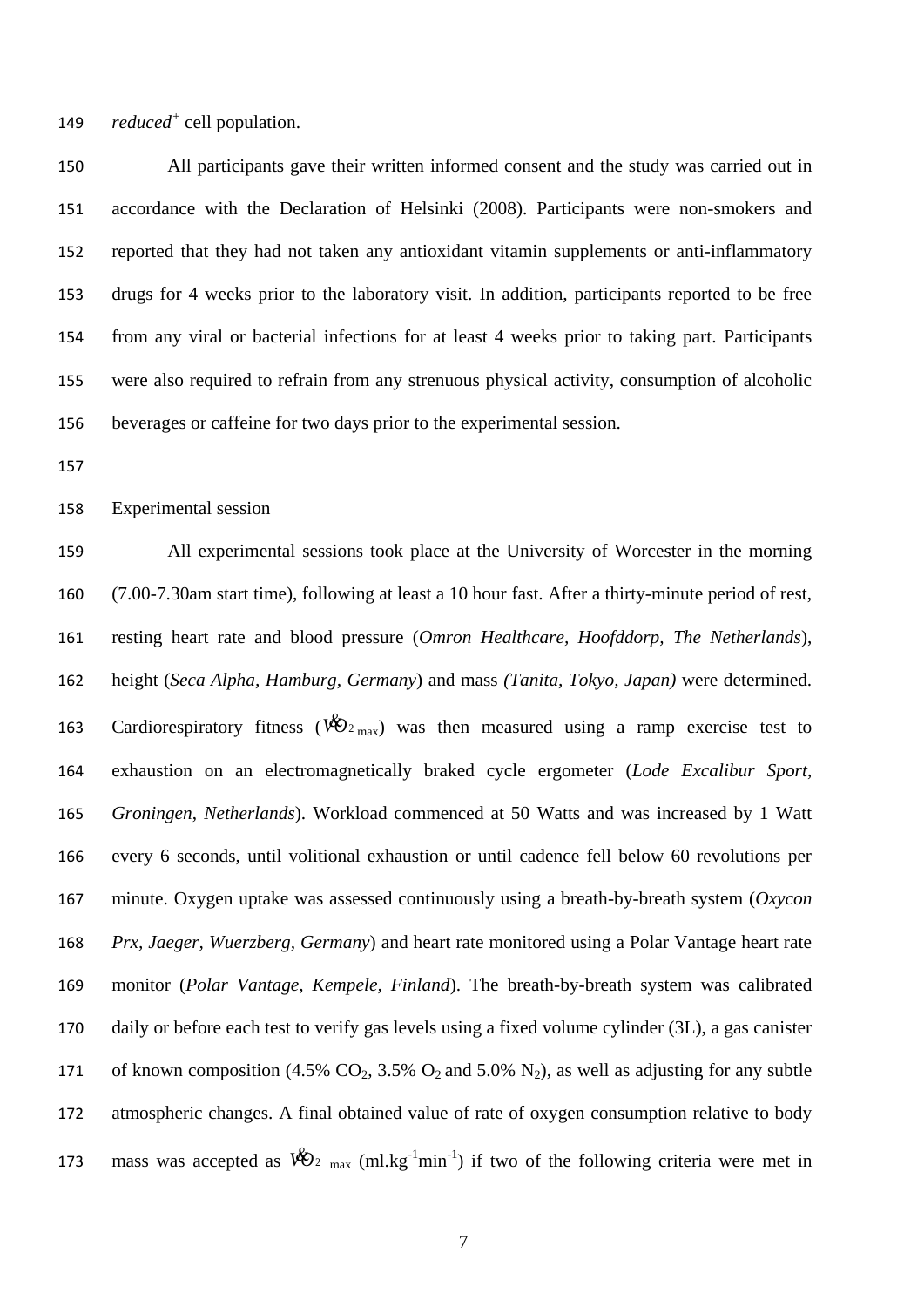*reduced*$^{+}$ cell population.

All participants gave their written informed consent and the study was carried out in accordance with the Declaration of Helsinki (2008). Participants were non-smokers and reported that they had not taken any antioxidant vitamin supplements or anti-inflammatory drugs for 4 weeks prior to the laboratory visit. In addition, participants reported to be free from any viral or bacterial infections for at least 4 weeks prior to taking part. Participants were also required to refrain from any strenuous physical activity, consumption of alcoholic beverages or caffeine for two days prior to the experimental session.

Experimental session

All experimental sessions took place at the University of Worcester in the morning (7.00-7.30am start time), following at least a 10 hour fast. After a thirty-minute period of rest, resting heart rate and blood pressure (*Omron Healthcare, Hoofddorp, The Netherlands*), height (*Seca Alpha, Hamburg, Germany*) and mass *(Tanita, Tokyo, Japan)* were determined. Cardiorespiratory fitness ($\dot{V}O_{2\,max}$) was then measured using a ramp exercise test to exhaustion on an electromagnetically braked cycle ergometer (*Lode Excalibur Sport*, *Groningen*, *Netherlands*). Workload commenced at 50 Watts and was increased by 1 Watt every 6 seconds, until volitional exhaustion or until cadence fell below 60 revolutions per minute. Oxygen uptake was assessed continuously using a breath-by-breath system (*Oxycon Prx, Jaeger, Wuerzberg, Germany*) and heart rate monitored using a Polar Vantage heart rate monitor (*Polar Vantage, Kempele, Finland*). The breath-by-breath system was calibrated daily or before each test to verify gas levels using a fixed volume cylinder (3L), a gas canister of known composition (4.5% $CO_2$, 3.5% $O_2$ and 5.0% $N_2$), as well as adjusting for any subtle atmospheric changes. A final obtained value of rate of oxygen consumption relative to body mass was accepted as $\dot{V}O_{2\,max}$ (ml.kg$^{-1}$min$^{-1}$) if two of the following criteria were met in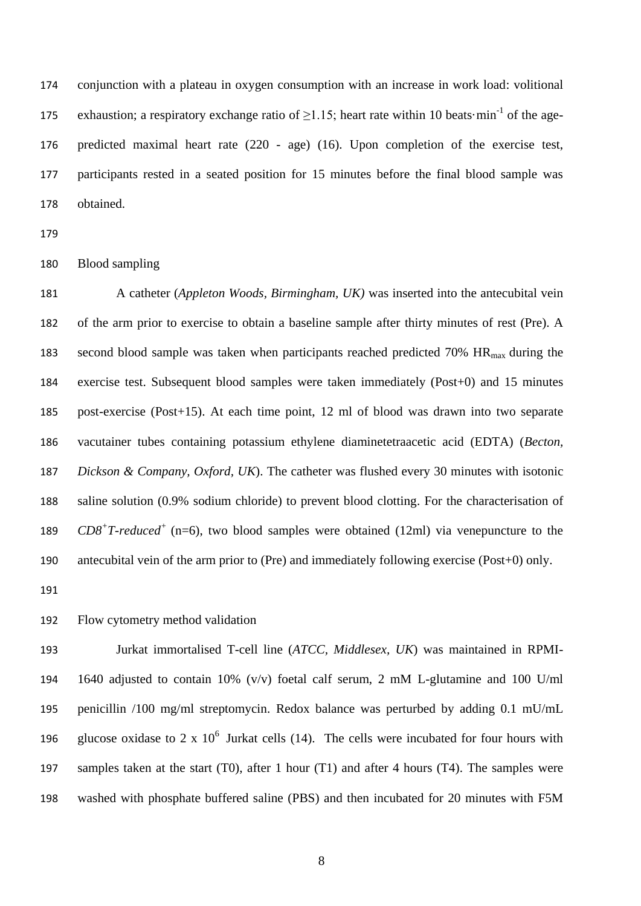conjunction with a plateau in oxygen consumption with an increase in work load: volitional exhaustion; a respiratory exchange ratio of ≥1.15; heart rate within 10 beats·min$^{-1}$ of the age-predicted maximal heart rate (220 - age) (16). Upon completion of the exercise test, participants rested in a seated position for 15 minutes before the final blood sample was obtained.

## Blood sampling

A catheter (*Appleton Woods, Birmingham, UK)* was inserted into the antecubital vein of the arm prior to exercise to obtain a baseline sample after thirty minutes of rest (Pre). A second blood sample was taken when participants reached predicted 70% $HR_{max}$ during the exercise test. Subsequent blood samples were taken immediately (Post+0) and 15 minutes post-exercise (Post+15). At each time point, 12 ml of blood was drawn into two separate vacutainer tubes containing potassium ethylene diaminetetraacetic acid (EDTA) (*Becton, Dickson & Company, Oxford, UK*). The catheter was flushed every 30 minutes with isotonic saline solution (0.9% sodium chloride) to prevent blood clotting. For the characterisation of *$CD8^+T$-reduced$^+$* (n=6), two blood samples were obtained (12ml) via venepuncture to the antecubital vein of the arm prior to (Pre) and immediately following exercise (Post+0) only.

## Flow cytometry method validation

Jurkat immortalised T-cell line (*ATCC, Middlesex, UK*) was maintained in RPMI-1640 adjusted to contain 10% (v/v) foetal calf serum, 2 mM L-glutamine and 100 U/ml penicillin /100 mg/ml streptomycin. Redox balance was perturbed by adding 0.1 mU/mL glucose oxidase to 2 x $10^6$ Jurkat cells (14). The cells were incubated for four hours with samples taken at the start (T0), after 1 hour (T1) and after 4 hours (T4). The samples were washed with phosphate buffered saline (PBS) and then incubated for 20 minutes with F5M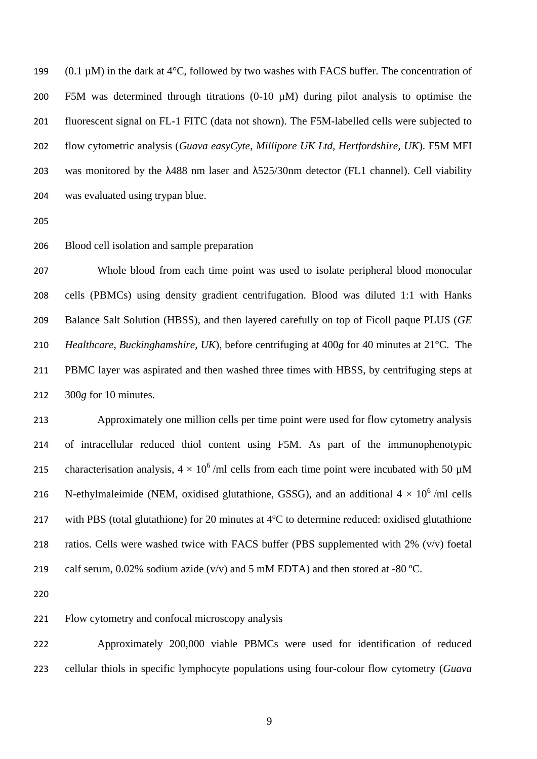(0.1 µM) in the dark at 4°C, followed by two washes with FACS buffer. The concentration of F5M was determined through titrations (0-10 µM) during pilot analysis to optimise the fluorescent signal on FL-1 FITC (data not shown). The F5M-labelled cells were subjected to flow cytometric analysis (*Guava easyCyte, Millipore UK Ltd, Hertfordshire, UK*). F5M MFI was monitored by the λ488 nm laser and λ525/30nm detector (FL1 channel). Cell viability was evaluated using trypan blue.

Blood cell isolation and sample preparation

Whole blood from each time point was used to isolate peripheral blood monocular cells (PBMCs) using density gradient centrifugation. Blood was diluted 1:1 with Hanks Balance Salt Solution (HBSS), and then layered carefully on top of Ficoll paque PLUS (*GE Healthcare, Buckinghamshire, UK*), before centrifuging at 400*g* for 40 minutes at 21°C. The PBMC layer was aspirated and then washed three times with HBSS, by centrifuging steps at 300*g* for 10 minutes.

Approximately one million cells per time point were used for flow cytometry analysis of intracellular reduced thiol content using F5M. As part of the immunophenotypic characterisation analysis, $4 \times 10^6$ /ml cells from each time point were incubated with 50 µM N-ethylmaleimide (NEM, oxidised glutathione, GSSG), and an additional $4 \times 10^6$ /ml cells with PBS (total glutathione) for 20 minutes at 4ºC to determine reduced: oxidised glutathione ratios. Cells were washed twice with FACS buffer (PBS supplemented with 2% (v/v) foetal calf serum, 0.02% sodium azide (v/v) and 5 mM EDTA) and then stored at -80 ºC.

Flow cytometry and confocal microscopy analysis

Approximately 200,000 viable PBMCs were used for identification of reduced cellular thiols in specific lymphocyte populations using four-colour flow cytometry (*Guava*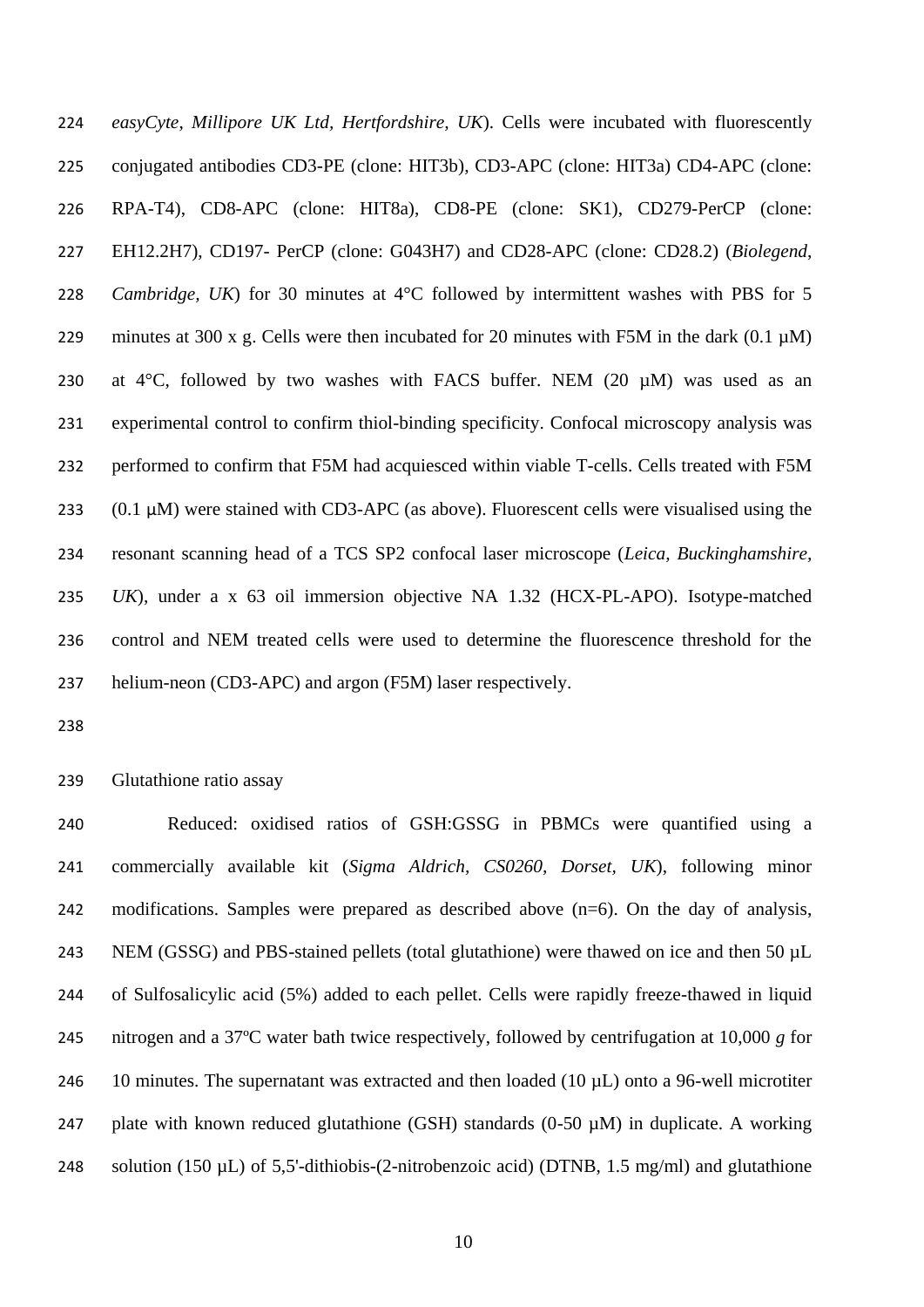*easyCyte, Millipore UK Ltd, Hertfordshire, UK*). Cells were incubated with fluorescently conjugated antibodies CD3-PE (clone: HIT3b), CD3-APC (clone: HIT3a) CD4-APC (clone: RPA-T4), CD8-APC (clone: HIT8a), CD8-PE (clone: SK1), CD279-PerCP (clone: EH12.2H7), CD197- PerCP (clone: G043H7) and CD28-APC (clone: CD28.2) (*Biolegend, Cambridge, UK*) for 30 minutes at 4°C followed by intermittent washes with PBS for 5 minutes at 300 x g. Cells were then incubated for 20 minutes with F5M in the dark (0.1 µM) at 4°C, followed by two washes with FACS buffer. NEM (20 µM) was used as an experimental control to confirm thiol-binding specificity. Confocal microscopy analysis was performed to confirm that F5M had acquiesced within viable T-cells. Cells treated with F5M (0.1 µM) were stained with CD3-APC (as above). Fluorescent cells were visualised using the resonant scanning head of a TCS SP2 confocal laser microscope (*Leica, Buckinghamshire, UK*), under a x 63 oil immersion objective NA 1.32 (HCX-PL-APO). Isotype-matched control and NEM treated cells were used to determine the fluorescence threshold for the helium-neon (CD3-APC) and argon (F5M) laser respectively.

Glutathione ratio assay

Reduced: oxidised ratios of GSH:GSSG in PBMCs were quantified using a commercially available kit (*Sigma Aldrich, CS0260, Dorset, UK*), following minor modifications. Samples were prepared as described above (n=6). On the day of analysis, NEM (GSSG) and PBS-stained pellets (total glutathione) were thawed on ice and then 50 µL of Sulfosalicylic acid (5%) added to each pellet. Cells were rapidly freeze-thawed in liquid nitrogen and a 37ºC water bath twice respectively, followed by centrifugation at 10,000 *g* for 10 minutes. The supernatant was extracted and then loaded (10 µL) onto a 96-well microtiter plate with known reduced glutathione (GSH) standards (0-50 µM) in duplicate. A working solution (150 µL) of 5,5'-dithiobis-(2-nitrobenzoic acid) (DTNB, 1.5 mg/ml) and glutathione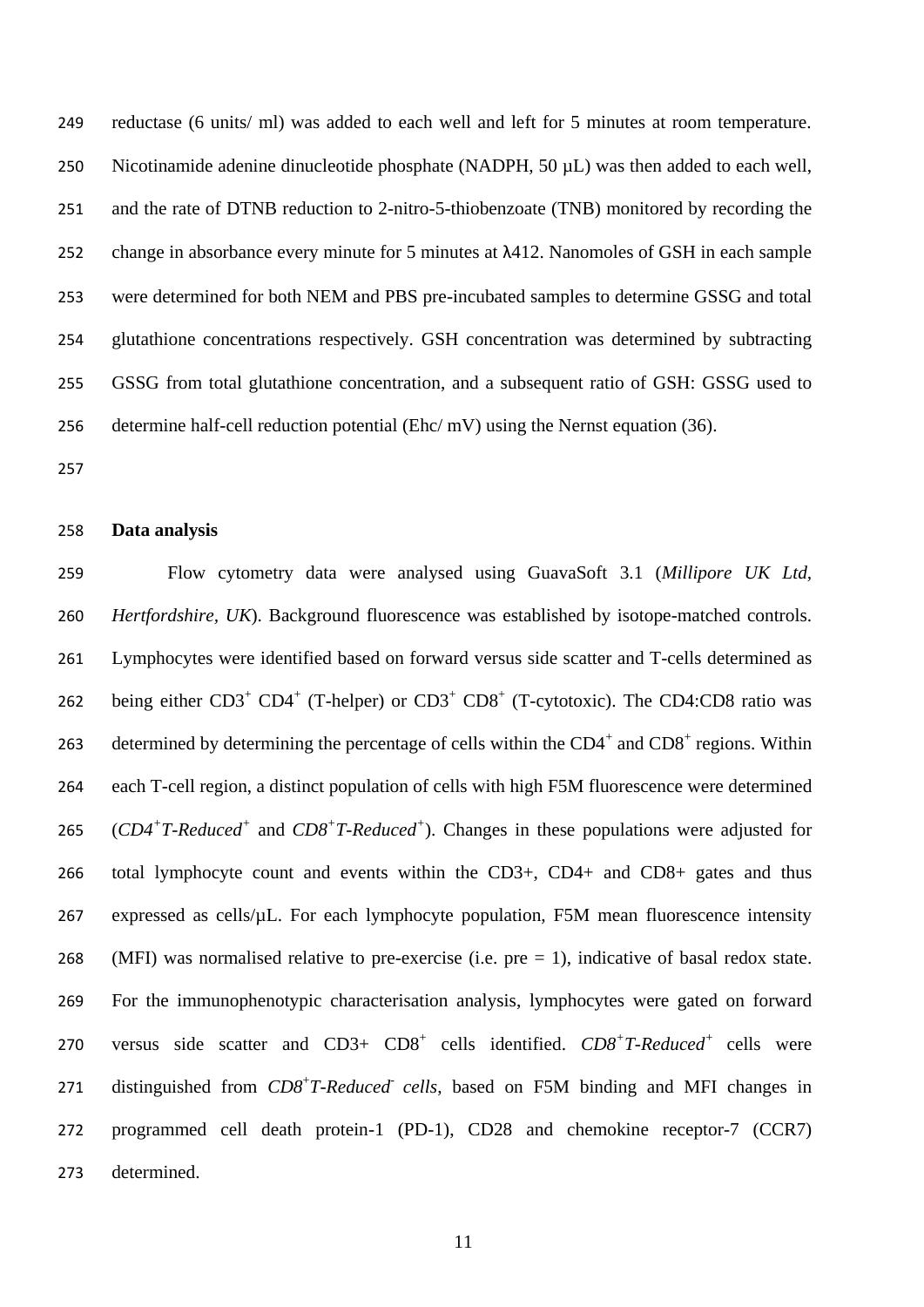reductase (6 units/ ml) was added to each well and left for 5 minutes at room temperature. Nicotinamide adenine dinucleotide phosphate (NADPH, 50 µL) was then added to each well, and the rate of DTNB reduction to 2-nitro-5-thiobenzoate (TNB) monitored by recording the change in absorbance every minute for 5 minutes at λ412. Nanomoles of GSH in each sample were determined for both NEM and PBS pre-incubated samples to determine GSSG and total glutathione concentrations respectively. GSH concentration was determined by subtracting GSSG from total glutathione concentration, and a subsequent ratio of GSH: GSSG used to determine half-cell reduction potential (Ehc/ mV) using the Nernst equation (36).

**Data analysis**

Flow cytometry data were analysed using GuavaSoft 3.1 (*Millipore UK Ltd, Hertfordshire, UK*). Background fluorescence was established by isotope-matched controls. Lymphocytes were identified based on forward versus side scatter and T-cells determined as being either $CD3^+$ $CD4^+$ (T-helper) or $CD3^+$ $CD8^+$ (T-cytotoxic). The CD4:CD8 ratio was determined by determining the percentage of cells within the $CD4^+$ and $CD8^+$ regions. Within each T-cell region, a distinct population of cells with high F5M fluorescence were determined (*$CD4^+$T-Reduced$^+$* and *$CD8^+$T-Reduced$^+$*). Changes in these populations were adjusted for total lymphocyte count and events within the CD3+, CD4+ and CD8+ gates and thus expressed as cells/µL. For each lymphocyte population, F5M mean fluorescence intensity (MFI) was normalised relative to pre-exercise (i.e. pre = 1), indicative of basal redox state. For the immunophenotypic characterisation analysis, lymphocytes were gated on forward versus side scatter and CD3+ $CD8^+$ cells identified. *$CD8^+$T-Reduced$^+$* cells were distinguished from *$CD8^+$T-Reduced$^-$ cells*, based on F5M binding and MFI changes in programmed cell death protein-1 (PD-1), CD28 and chemokine receptor-7 (CCR7) determined.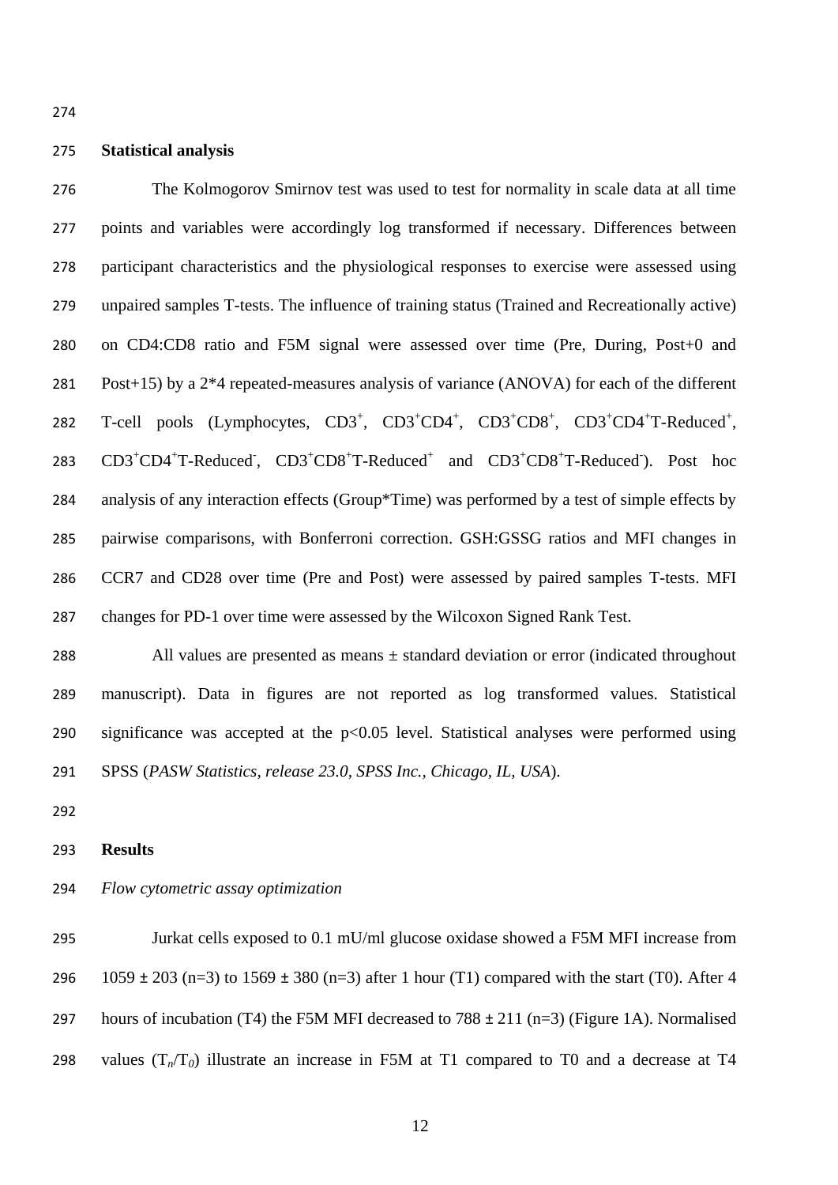## Statistical analysis

The Kolmogorov Smirnov test was used to test for normality in scale data at all time points and variables were accordingly log transformed if necessary. Differences between participant characteristics and the physiological responses to exercise were assessed using unpaired samples T-tests. The influence of training status (Trained and Recreationally active) on CD4:CD8 ratio and F5M signal were assessed over time (Pre, During, Post+0 and Post+15) by a 2*4 repeated-measures analysis of variance (ANOVA) for each of the different T-cell pools (Lymphocytes, $CD3^{+}$, $CD3^{+}CD4^{+}$, $CD3^{+}CD8^{+}$, $CD3^{+}CD4^{+}$T-Reduced$^{+}$, $CD3^{+}CD4^{+}$T-Reduced$^{-}$, $CD3^{+}CD8^{+}$T-Reduced$^{+}$ and $CD3^{+}CD8^{+}$T-Reduced$^{-}$). Post hoc analysis of any interaction effects (Group*Time) was performed by a test of simple effects by pairwise comparisons, with Bonferroni correction. GSH:GSSG ratios and MFI changes in CCR7 and CD28 over time (Pre and Post) were assessed by paired samples T-tests. MFI changes for PD-1 over time were assessed by the Wilcoxon Signed Rank Test.

All values are presented as means ± standard deviation or error (indicated throughout manuscript). Data in figures are not reported as log transformed values. Statistical significance was accepted at the $p<0.05$ level. Statistical analyses were performed using SPSS (*PASW Statistics, release 23.0, SPSS Inc., Chicago, IL, USA*).

## Results

*Flow cytometric assay optimization*

Jurkat cells exposed to 0.1 mU/ml glucose oxidase showed a F5M MFI increase from 1059 ± 203 (n=3) to 1569 ± 380 (n=3) after 1 hour (T1) compared with the start (T0). After 4 hours of incubation (T4) the F5M MFI decreased to 788 ± 211 (n=3) (Figure 1A). Normalised values ($T_n/T_0$) illustrate an increase in F5M at T1 compared to T0 and a decrease at T4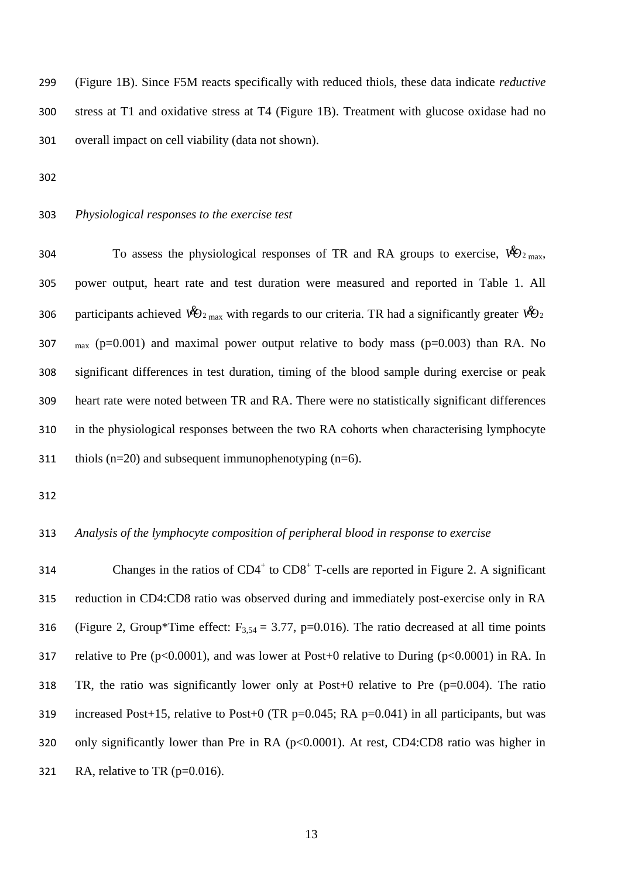(Figure 1B). Since F5M reacts specifically with reduced thiols, these data indicate *reductive* stress at T1 and oxidative stress at T4 (Figure 1B). Treatment with glucose oxidase had no overall impact on cell viability (data not shown).

*Physiological responses to the exercise test*

To assess the physiological responses of TR and RA groups to exercise, $\dot{V}O_{2\,max}$, power output, heart rate and test duration were measured and reported in Table 1. All participants achieved $\dot{V}O_{2\,max}$ with regards to our criteria. TR had a significantly greater $\dot{V}O_{2\,max}$ ($p=0.001$) and maximal power output relative to body mass ($p=0.003$) than RA. No significant differences in test duration, timing of the blood sample during exercise or peak heart rate were noted between TR and RA. There were no statistically significant differences in the physiological responses between the two RA cohorts when characterising lymphocyte thiols (n=20) and subsequent immunophenotyping (n=6).

*Analysis of the lymphocyte composition of peripheral blood in response to exercise*

Changes in the ratios of $CD4^{+}$ to $CD8^{+}$ T-cells are reported in Figure 2. A significant reduction in CD4:CD8 ratio was observed during and immediately post-exercise only in RA (Figure 2, Group*Time effect: $F_{3,54} = 3.77$, $p=0.016$). The ratio decreased at all time points relative to Pre ($p<0.0001$), and was lower at Post+0 relative to During ($p<0.0001$) in RA. In TR, the ratio was significantly lower only at Post+0 relative to Pre ($p=0.004$). The ratio increased Post+15, relative to Post+0 (TR $p=0.045$; RA $p=0.041$) in all participants, but was only significantly lower than Pre in RA ($p<0.0001$). At rest, CD4:CD8 ratio was higher in RA, relative to TR ($p=0.016$).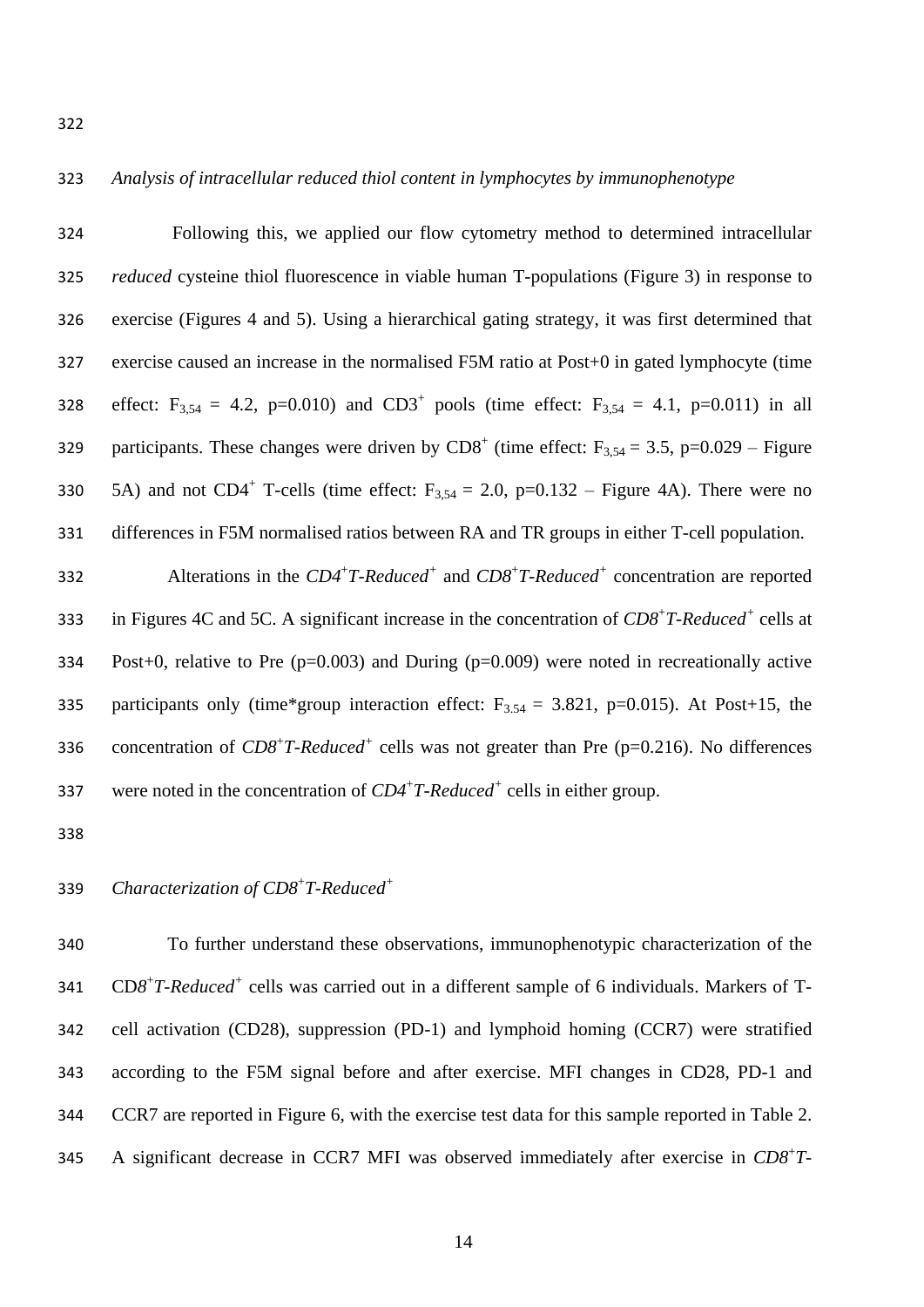*Analysis of intracellular reduced thiol content in lymphocytes by immunophenotype*

Following this, we applied our flow cytometry method to determined intracellular *reduced* cysteine thiol fluorescence in viable human T-populations (Figure 3) in response to exercise (Figures 4 and 5). Using a hierarchical gating strategy, it was first determined that exercise caused an increase in the normalised F5M ratio at Post+0 in gated lymphocyte (time effect: $F_{3,54}$ = 4.2, p=0.010) and $CD3^{+}$ pools (time effect: $F_{3,54}$ = 4.1, p=0.011) in all participants. These changes were driven by $CD8^{+}$ (time effect: $F_{3,54}$ = 3.5, p=0.029 – Figure 5A) and not $CD4^{+}$ T-cells (time effect: $F_{3,54}$ = 2.0, p=0.132 – Figure 4A). There were no differences in F5M normalised ratios between RA and TR groups in either T-cell population.

Alterations in the *$CD4^{+}$T-Reduced$^{+}$* and *$CD8^{+}$T-Reduced$^{+}$* concentration are reported in Figures 4C and 5C. A significant increase in the concentration of *$CD8^{+}$T-Reduced$^{+}$* cells at Post+0, relative to Pre (p=0.003) and During (p=0.009) were noted in recreationally active participants only (time*group interaction effect: $F_{3.54}$ = 3.821, p=0.015). At Post+15, the concentration of *$CD8^{+}$T-Reduced$^{+}$* cells was not greater than Pre (p=0.216). No differences were noted in the concentration of *$CD4^{+}$T-Reduced$^{+}$* cells in either group.

*Characterization of $CD8^{+}$T-Reduced$^{+}$*

To further understand these observations, immunophenotypic characterization of the CD*$8^{+}$T-Reduced$^{+}$* cells was carried out in a different sample of 6 individuals. Markers of T-cell activation (CD28), suppression (PD-1) and lymphoid homing (CCR7) were stratified according to the F5M signal before and after exercise. MFI changes in CD28, PD-1 and CCR7 are reported in Figure 6, with the exercise test data for this sample reported in Table 2. A significant decrease in CCR7 MFI was observed immediately after exercise in *$CD8^{+}$T-*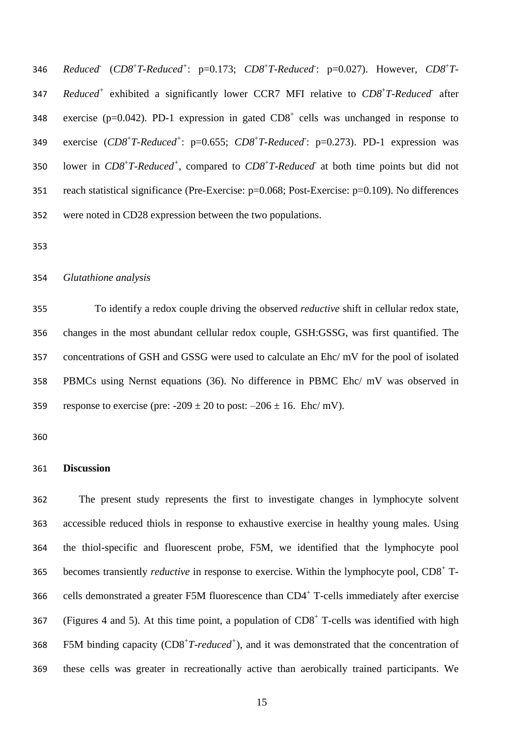*Reduced*$^-$ (*CD8*$^+$*T-Reduced*$^+$: p=0.173; *CD8*$^+$*T-Reduced*$^-$: p=0.027). However, *CD8*$^+$*T-Reduced*$^+$ exhibited a significantly lower CCR7 MFI relative to *CD8*$^+$*T-Reduced*$^-$ after exercise (p=0.042). PD-1 expression in gated $CD8^+$ cells was unchanged in response to exercise (*CD8*$^+$*T-Reduced*$^+$: p=0.655; *CD8*$^+$*T-Reduced*$^-$: p=0.273). PD-1 expression was lower in *CD8*$^+$*T-Reduced*$^+$, compared to *CD8*$^+$*T-Reduced*$^-$ at both time points but did not reach statistical significance (Pre-Exercise: p=0.068; Post-Exercise: p=0.109). No differences were noted in CD28 expression between the two populations.

*Glutathione analysis*

To identify a redox couple driving the observed *reductive* shift in cellular redox state, changes in the most abundant cellular redox couple, GSH:GSSG, was first quantified. The concentrations of GSH and GSSG were used to calculate an Ehc/ mV for the pool of isolated PBMCs using Nernst equations (36). No difference in PBMC Ehc/ mV was observed in response to exercise (pre: -209 ± 20 to post: –206 ± 16. Ehc/ mV).

**Discussion**

The present study represents the first to investigate changes in lymphocyte solvent accessible reduced thiols in response to exhaustive exercise in healthy young males. Using the thiol-specific and fluorescent probe, F5M, we identified that the lymphocyte pool becomes transiently *reductive* in response to exercise. Within the lymphocyte pool, $CD8^+$ T-cells demonstrated a greater F5M fluorescence than $CD4^+$ T-cells immediately after exercise (Figures 4 and 5). At this time point, a population of $CD8^+$ T-cells was identified with high F5M binding capacity (CD8$^+$*T-reduced*$^+$), and it was demonstrated that the concentration of these cells was greater in recreationally active than aerobically trained participants. We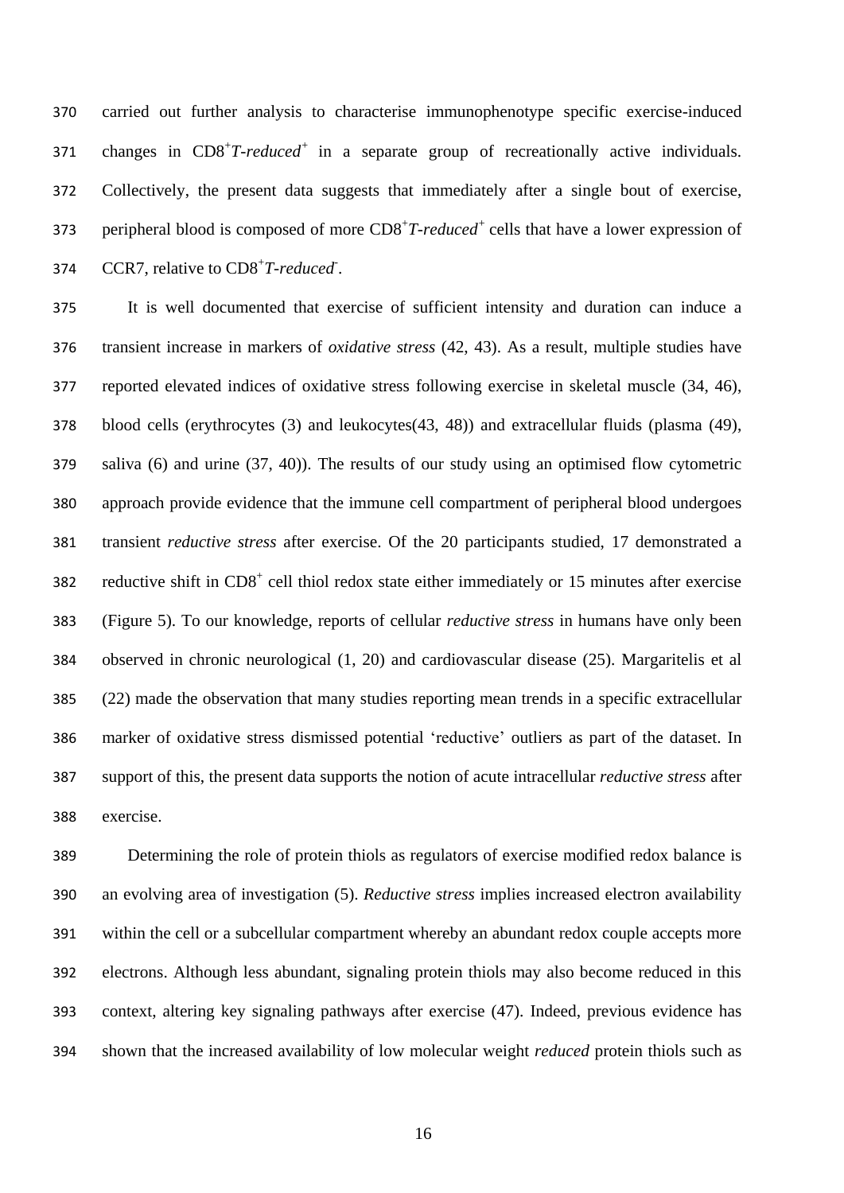carried out further analysis to characterise immunophenotype specific exercise-induced changes in $CD8^+$*T-reduced*$^+$ in a separate group of recreationally active individuals. Collectively, the present data suggests that immediately after a single bout of exercise, peripheral blood is composed of more $CD8^+$*T-reduced*$^+$ cells that have a lower expression of CCR7, relative to $CD8^+$*T-reduced*$^-$.

It is well documented that exercise of sufficient intensity and duration can induce a transient increase in markers of *oxidative stress* (42, 43). As a result, multiple studies have reported elevated indices of oxidative stress following exercise in skeletal muscle (34, 46), blood cells (erythrocytes (3) and leukocytes(43, 48)) and extracellular fluids (plasma (49), saliva (6) and urine (37, 40)). The results of our study using an optimised flow cytometric approach provide evidence that the immune cell compartment of peripheral blood undergoes transient *reductive stress* after exercise. Of the 20 participants studied, 17 demonstrated a reductive shift in $CD8^+$ cell thiol redox state either immediately or 15 minutes after exercise (Figure 5). To our knowledge, reports of cellular *reductive stress* in humans have only been observed in chronic neurological (1, 20) and cardiovascular disease (25). Margaritelis et al (22) made the observation that many studies reporting mean trends in a specific extracellular marker of oxidative stress dismissed potential 'reductive' outliers as part of the dataset. In support of this, the present data supports the notion of acute intracellular *reductive stress* after exercise.

Determining the role of protein thiols as regulators of exercise modified redox balance is an evolving area of investigation (5). *Reductive stress* implies increased electron availability within the cell or a subcellular compartment whereby an abundant redox couple accepts more electrons. Although less abundant, signaling protein thiols may also become reduced in this context, altering key signaling pathways after exercise (47). Indeed, previous evidence has shown that the increased availability of low molecular weight *reduced* protein thiols such as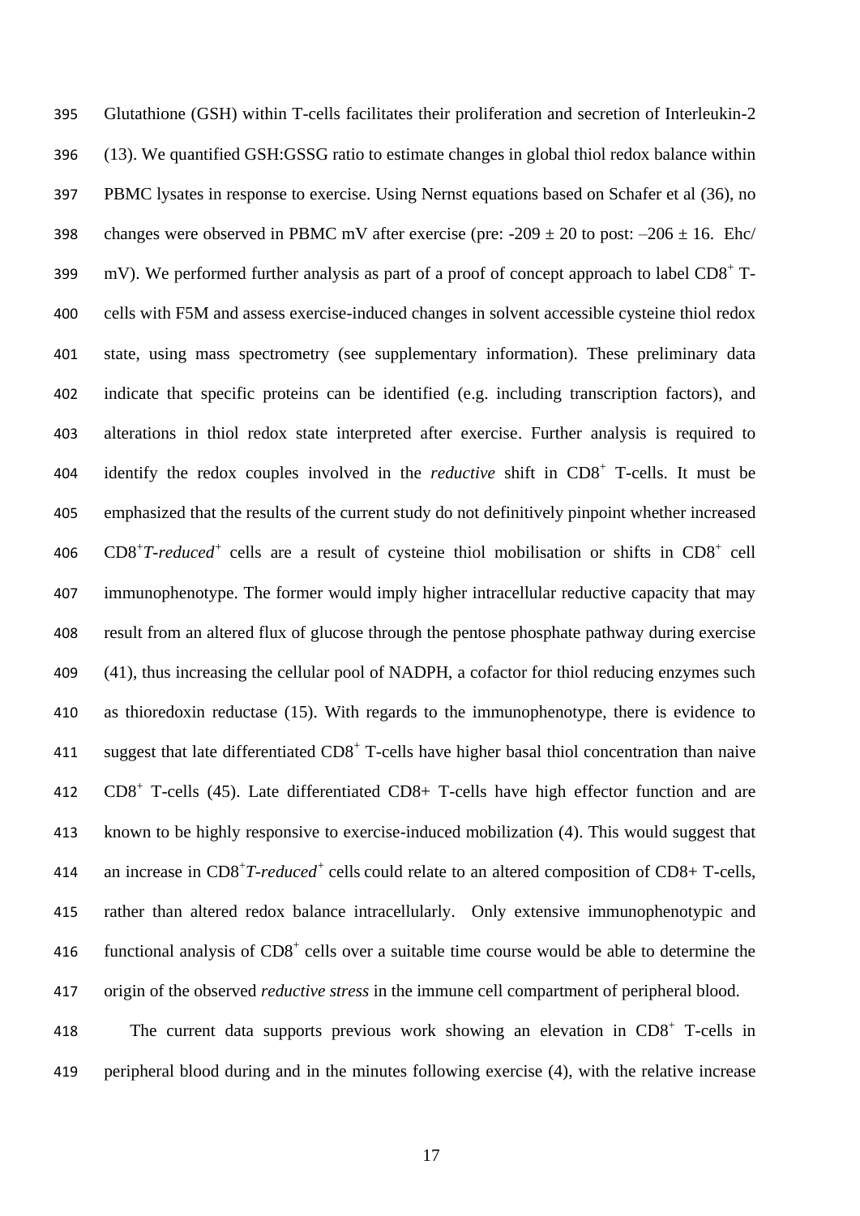Glutathione (GSH) within T-cells facilitates their proliferation and secretion of Interleukin-2 (13). We quantified GSH:GSSG ratio to estimate changes in global thiol redox balance within PBMC lysates in response to exercise. Using Nernst equations based on Schafer et al (36), no changes were observed in PBMC mV after exercise (pre: -209 ± 20 to post: –206 ± 16. Ehc/ mV). We performed further analysis as part of a proof of concept approach to label $CD8^+$ T-cells with F5M and assess exercise-induced changes in solvent accessible cysteine thiol redox state, using mass spectrometry (see supplementary information). These preliminary data indicate that specific proteins can be identified (e.g. including transcription factors), and alterations in thiol redox state interpreted after exercise. Further analysis is required to identify the redox couples involved in the *reductive* shift in $CD8^+$ T-cells. It must be emphasized that the results of the current study do not definitively pinpoint whether increased $CD8^+$*T-reduced*$^+$ cells are a result of cysteine thiol mobilisation or shifts in $CD8^+$ cell immunophenotype. The former would imply higher intracellular reductive capacity that may result from an altered flux of glucose through the pentose phosphate pathway during exercise (41), thus increasing the cellular pool of NADPH, a cofactor for thiol reducing enzymes such as thioredoxin reductase (15). With regards to the immunophenotype, there is evidence to suggest that late differentiated $CD8^+$ T-cells have higher basal thiol concentration than naive $CD8^+$ T-cells (45). Late differentiated CD8+ T-cells have high effector function and are known to be highly responsive to exercise-induced mobilization (4). This would suggest that an increase in $CD8^+$*T-reduced*$^+$ cells could relate to an altered composition of CD8+ T-cells, rather than altered redox balance intracellularly. Only extensive immunophenotypic and functional analysis of $CD8^+$ cells over a suitable time course would be able to determine the origin of the observed *reductive stress* in the immune cell compartment of peripheral blood.

The current data supports previous work showing an elevation in $CD8^+$ T-cells in peripheral blood during and in the minutes following exercise (4), with the relative increase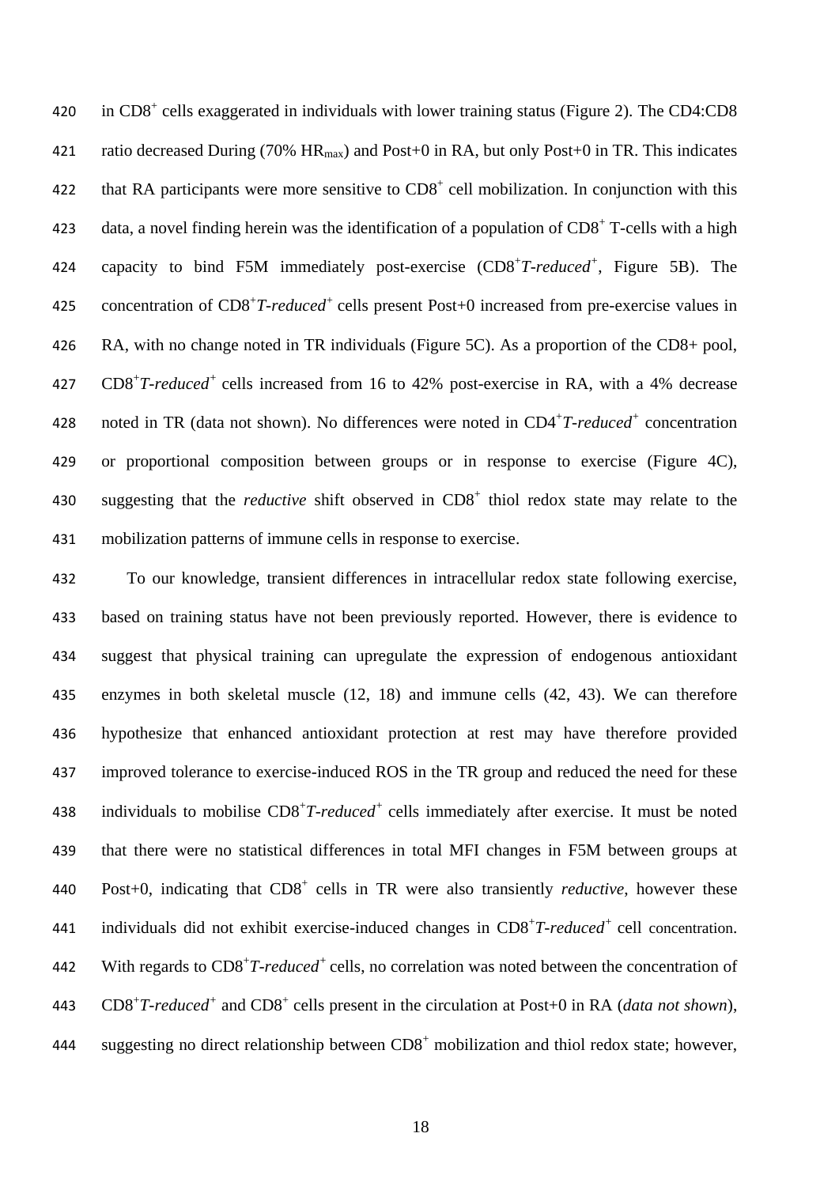in $CD8^+$ cells exaggerated in individuals with lower training status (Figure 2). The CD4:CD8 ratio decreased During (70% $HR_{max}$) and Post+0 in RA, but only Post+0 in TR. This indicates that RA participants were more sensitive to $CD8^+$ cell mobilization. In conjunction with this data, a novel finding herein was the identification of a population of $CD8^+$ T-cells with a high capacity to bind F5M immediately post-exercise ($CD8^+$*T-reduced*$^+$, Figure 5B). The concentration of $CD8^+$*T-reduced*$^+$ cells present Post+0 increased from pre-exercise values in RA, with no change noted in TR individuals (Figure 5C). As a proportion of the CD8+ pool, $CD8^+$*T-reduced*$^+$ cells increased from 16 to 42% post-exercise in RA, with a 4% decrease noted in TR (data not shown). No differences were noted in $CD4^+$*T-reduced*$^+$ concentration or proportional composition between groups or in response to exercise (Figure 4C), suggesting that the *reductive* shift observed in $CD8^+$ thiol redox state may relate to the mobilization patterns of immune cells in response to exercise.

To our knowledge, transient differences in intracellular redox state following exercise, based on training status have not been previously reported. However, there is evidence to suggest that physical training can upregulate the expression of endogenous antioxidant enzymes in both skeletal muscle (12, 18) and immune cells (42, 43). We can therefore hypothesize that enhanced antioxidant protection at rest may have therefore provided improved tolerance to exercise-induced ROS in the TR group and reduced the need for these individuals to mobilise $CD8^+$*T-reduced*$^+$ cells immediately after exercise. It must be noted that there were no statistical differences in total MFI changes in F5M between groups at Post+0, indicating that $CD8^+$ cells in TR were also transiently *reductive*, however these individuals did not exhibit exercise-induced changes in $CD8^+$*T-reduced*$^+$ cell concentration. With regards to $CD8^+$*T-reduced*$^+$ cells, no correlation was noted between the concentration of $CD8^+$*T-reduced*$^+$ and $CD8^+$ cells present in the circulation at Post+0 in RA (*data not shown*), suggesting no direct relationship between $CD8^+$ mobilization and thiol redox state; however,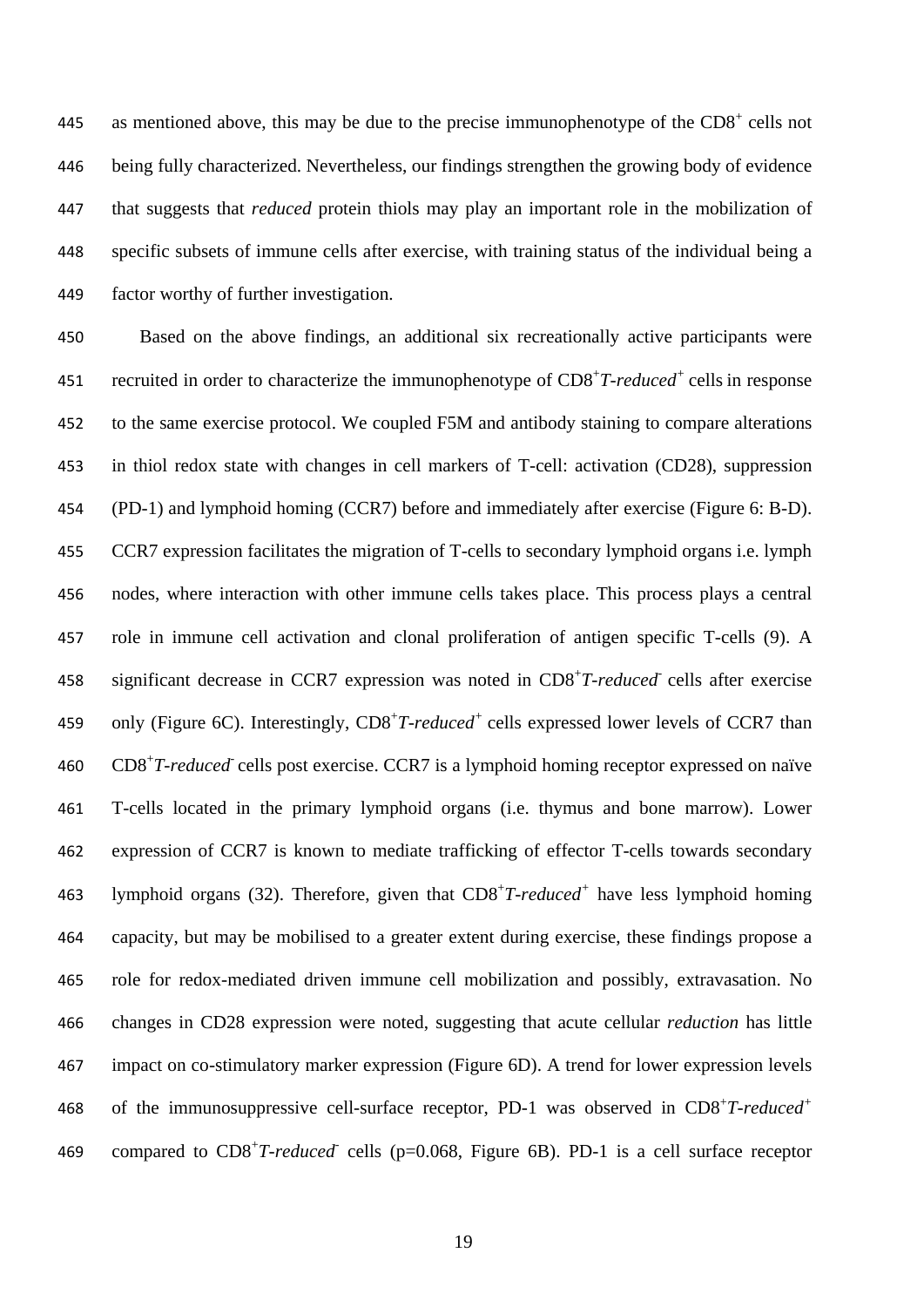as mentioned above, this may be due to the precise immunophenotype of the $CD8^+$ cells not being fully characterized. Nevertheless, our findings strengthen the growing body of evidence that suggests that *reduced* protein thiols may play an important role in the mobilization of specific subsets of immune cells after exercise, with training status of the individual being a factor worthy of further investigation.

Based on the above findings, an additional six recreationally active participants were recruited in order to characterize the immunophenotype of $CD8^+$*T-reduced*$^+$ cells in response to the same exercise protocol. We coupled F5M and antibody staining to compare alterations in thiol redox state with changes in cell markers of T-cell: activation (CD28), suppression (PD-1) and lymphoid homing (CCR7) before and immediately after exercise (Figure 6: B-D). CCR7 expression facilitates the migration of T-cells to secondary lymphoid organs i.e. lymph nodes, where interaction with other immune cells takes place. This process plays a central role in immune cell activation and clonal proliferation of antigen specific T-cells (9). A significant decrease in CCR7 expression was noted in $CD8^+$*T-reduced*$^-$ cells after exercise only (Figure 6C). Interestingly, $CD8^+$*T-reduced*$^+$ cells expressed lower levels of CCR7 than $CD8^+$*T-reduced*$^-$ cells post exercise. CCR7 is a lymphoid homing receptor expressed on naïve T-cells located in the primary lymphoid organs (i.e. thymus and bone marrow). Lower expression of CCR7 is known to mediate trafficking of effector T-cells towards secondary lymphoid organs (32). Therefore, given that $CD8^+$*T-reduced*$^+$ have less lymphoid homing capacity, but may be mobilised to a greater extent during exercise, these findings propose a role for redox-mediated driven immune cell mobilization and possibly, extravasation. No changes in CD28 expression were noted, suggesting that acute cellular *reduction* has little impact on co-stimulatory marker expression (Figure 6D). A trend for lower expression levels of the immunosuppressive cell-surface receptor, PD-1 was observed in $CD8^+$*T-reduced*$^+$ compared to $CD8^+$*T-reduced*$^-$ cells ($p=0.068$, Figure 6B). PD-1 is a cell surface receptor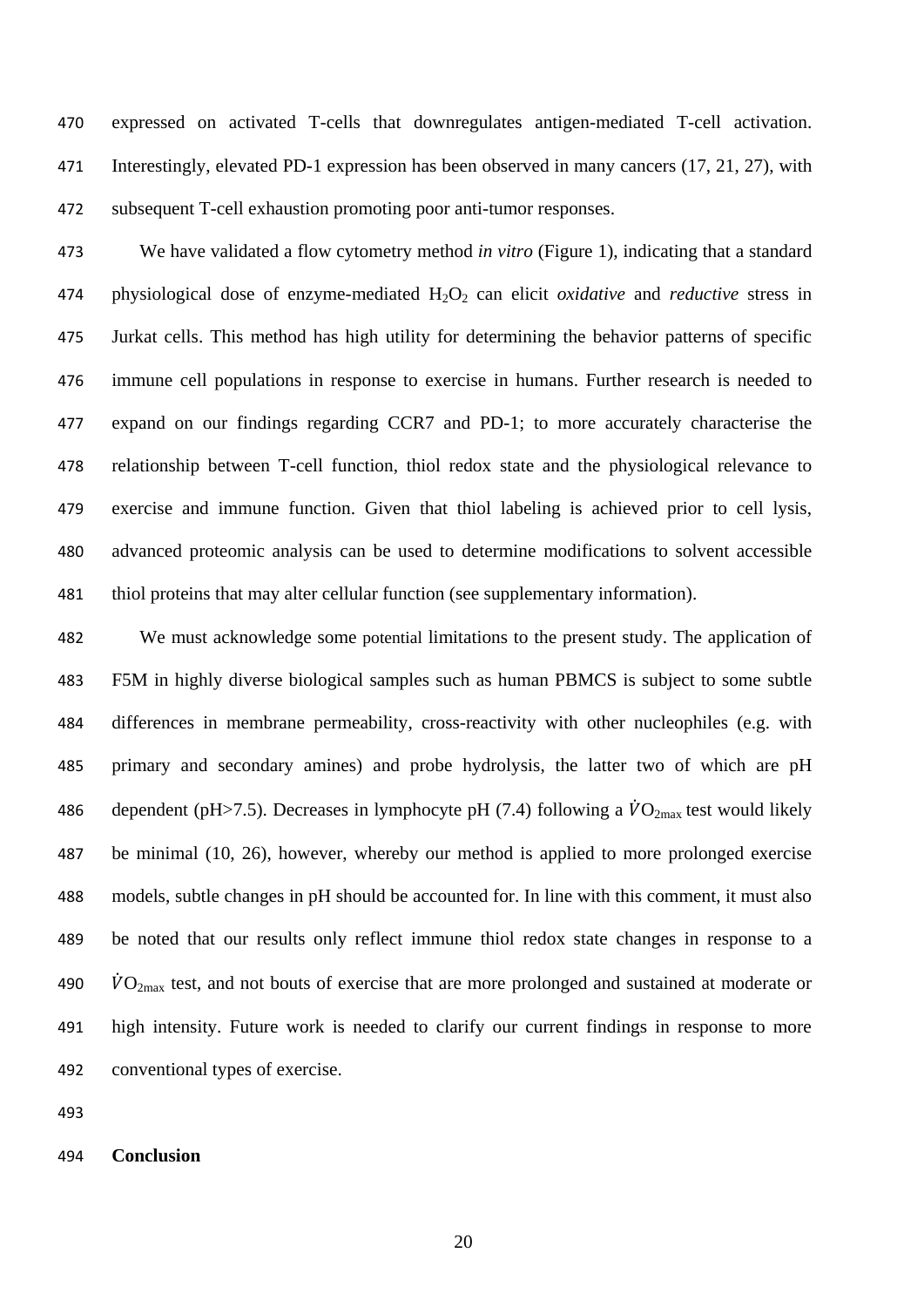expressed on activated T-cells that downregulates antigen-mediated T-cell activation. Interestingly, elevated PD-1 expression has been observed in many cancers (17, 21, 27), with subsequent T-cell exhaustion promoting poor anti-tumor responses.

We have validated a flow cytometry method *in vitro* (Figure 1), indicating that a standard physiological dose of enzyme-mediated $H_2O_2$ can elicit *oxidative* and *reductive* stress in Jurkat cells. This method has high utility for determining the behavior patterns of specific immune cell populations in response to exercise in humans. Further research is needed to expand on our findings regarding CCR7 and PD-1; to more accurately characterise the relationship between T-cell function, thiol redox state and the physiological relevance to exercise and immune function. Given that thiol labeling is achieved prior to cell lysis, advanced proteomic analysis can be used to determine modifications to solvent accessible thiol proteins that may alter cellular function (see supplementary information).

We must acknowledge some potential limitations to the present study. The application of F5M in highly diverse biological samples such as human PBMCS is subject to some subtle differences in membrane permeability, cross-reactivity with other nucleophiles (e.g. with primary and secondary amines) and probe hydrolysis, the latter two of which are pH dependent (pH>7.5). Decreases in lymphocyte pH (7.4) following a $\dot{V}O_{2max}$ test would likely be minimal (10, 26), however, whereby our method is applied to more prolonged exercise models, subtle changes in pH should be accounted for. In line with this comment, it must also be noted that our results only reflect immune thiol redox state changes in response to a $\dot{V}O_{2max}$ test, and not bouts of exercise that are more prolonged and sustained at moderate or high intensity. Future work is needed to clarify our current findings in response to more conventional types of exercise.

## Conclusion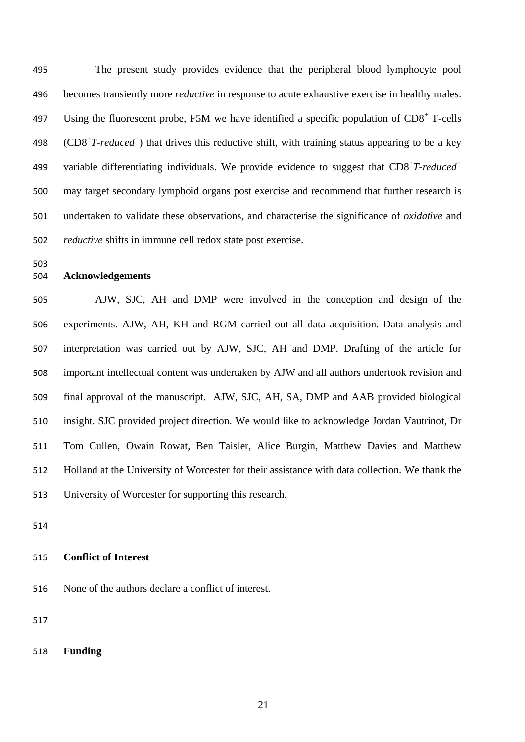The present study provides evidence that the peripheral blood lymphocyte pool becomes transiently more *reductive* in response to acute exhaustive exercise in healthy males. Using the fluorescent probe, F5M we have identified a specific population of $CD8^+$ T-cells ($CD8^+$*T-reduced*$^+$) that drives this reductive shift, with training status appearing to be a key variable differentiating individuals. We provide evidence to suggest that $CD8^+$*T-reduced*$^+$ may target secondary lymphoid organs post exercise and recommend that further research is undertaken to validate these observations, and characterise the significance of *oxidative* and *reductive* shifts in immune cell redox state post exercise.

## Acknowledgements

AJW, SJC, AH and DMP were involved in the conception and design of the experiments. AJW, AH, KH and RGM carried out all data acquisition. Data analysis and interpretation was carried out by AJW, SJC, AH and DMP. Drafting of the article for important intellectual content was undertaken by AJW and all authors undertook revision and final approval of the manuscript. AJW, SJC, AH, SA, DMP and AAB provided biological insight. SJC provided project direction. We would like to acknowledge Jordan Vautrinot, Dr Tom Cullen, Owain Rowat, Ben Taisler, Alice Burgin, Matthew Davies and Matthew Holland at the University of Worcester for their assistance with data collection. We thank the University of Worcester for supporting this research.

## Conflict of Interest

None of the authors declare a conflict of interest.

## Funding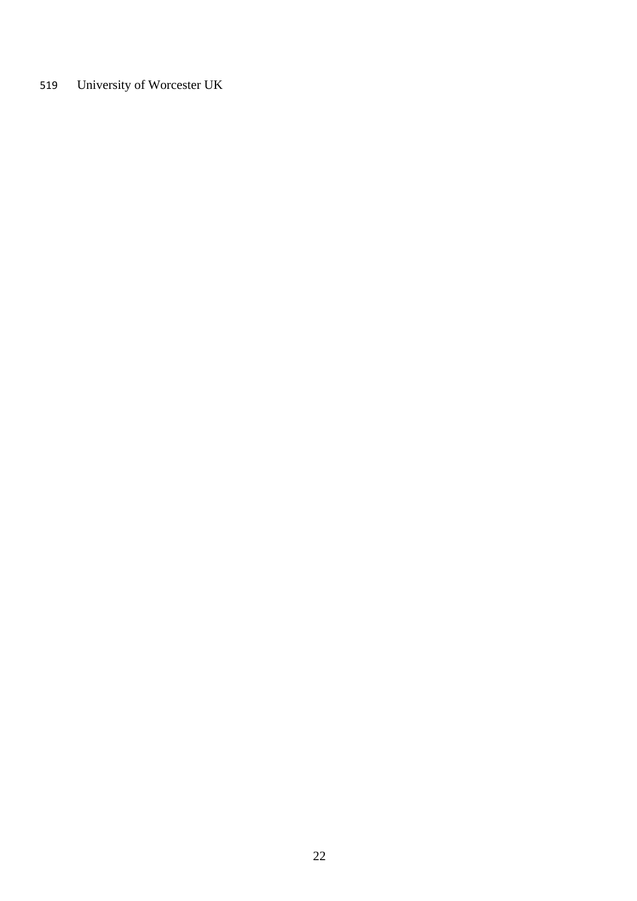University of Worcester UK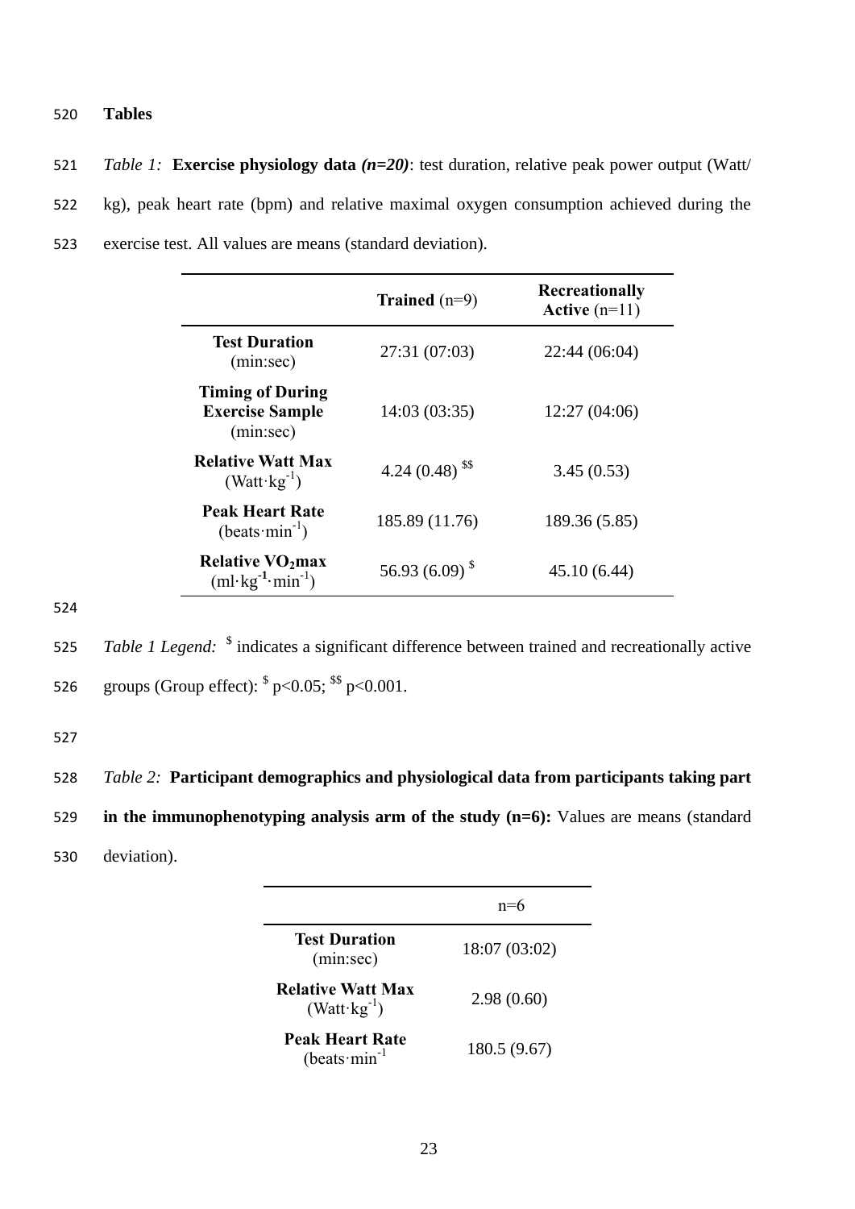# Tables

*Table 1:* **Exercise physiology data *(n=20)***: test duration, relative peak power output (Watt/kg), peak heart rate (bpm) and relative maximal oxygen consumption achieved during the exercise test. All values are means (standard deviation).

| | **Trained** (n=9) | **Recreationally Active** (n=11) |
|---|---|---|
| **Test Duration** (min:sec) | 27:31 (07:03) | 22:44 (06:04) |
| **Timing of During Exercise Sample** (min:sec) | 14:03 (03:35) | 12:27 (04:06) |
| **Relative Watt Max** ($Watt \cdot kg^{-1}$) | 4.24 (0.48) $^{\$\$}$ | 3.45 (0.53) |
| **Peak Heart Rate** ($beats \cdot min^{-1}$) | 185.89 (11.76) | 189.36 (5.85) |
| **Relative $VO_2$max** ($ml \cdot kg^{-1} \cdot min^{-1}$) | 56.93 (6.09) $^{\$}$ | 45.10 (6.44) |

*Table 1 Legend:* $^{\$}$ indicates a significant difference between trained and recreationally active groups (Group effect): $^{\$}$ $p<0.05$; $^{\$\$}$ $p<0.001$.

*Table 2:* **Participant demographics and physiological data from participants taking part in the immunophenotyping analysis arm of the study (n=6):** Values are means (standard deviation).

| | n=6 |
|---|---|
| **Test Duration** (min:sec) | 18:07 (03:02) |
| **Relative Watt Max** ($Watt \cdot kg^{-1}$) | 2.98 (0.60) |
| **Peak Heart Rate** ($beats \cdot min^{-1}$ | 180.5 (9.67) |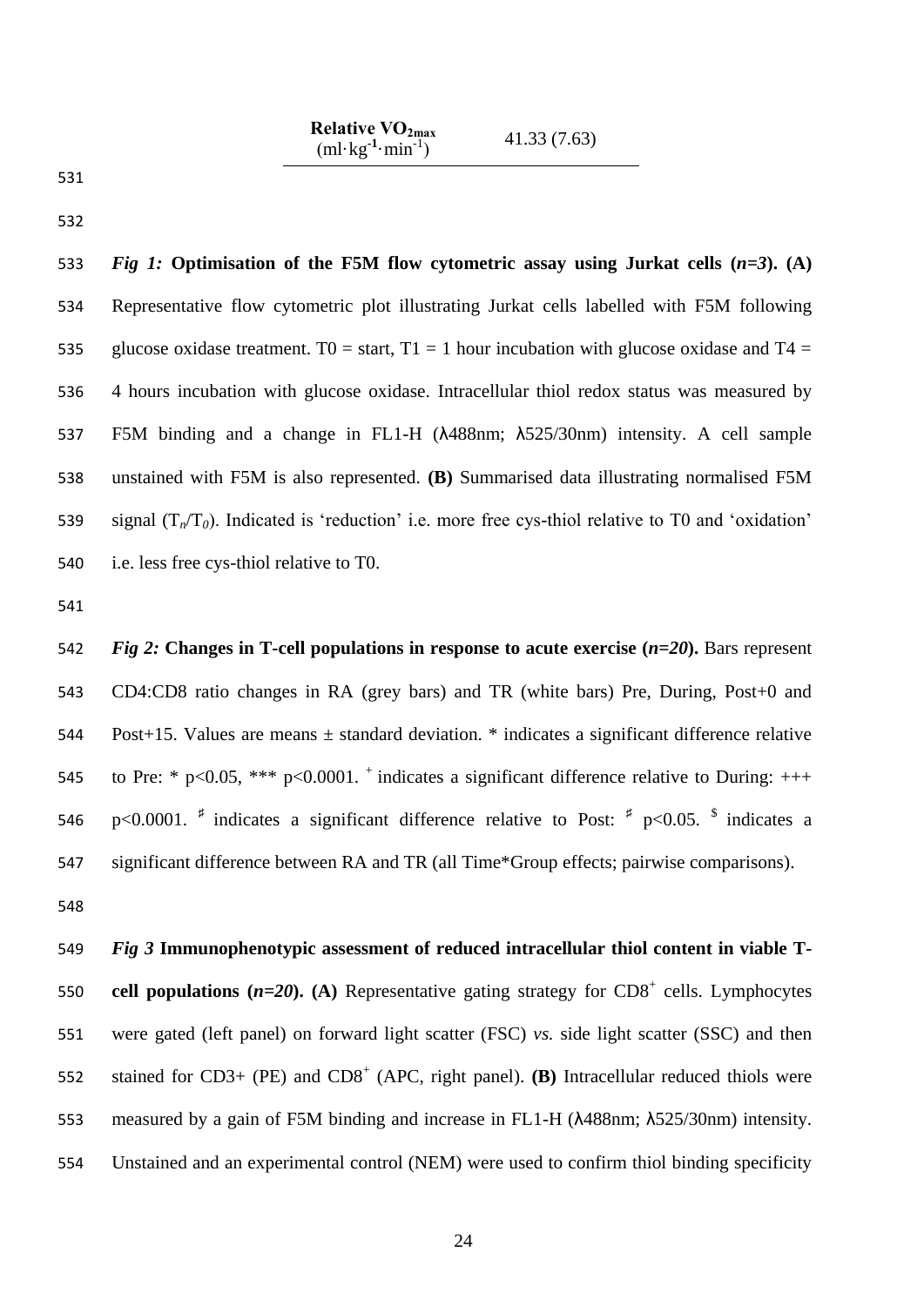| Relative $VO_{2max}$ ($ml \cdot kg^{-1} \cdot min^{-1}$) | 41.33 (7.63) |
|---|---|

***Fig 1:*** **Optimisation of the F5M flow cytometric assay using Jurkat cells (*n=3*). (A)** Representative flow cytometric plot illustrating Jurkat cells labelled with F5M following glucose oxidase treatment. T0 = start, T1 = 1 hour incubation with glucose oxidase and T4 = 4 hours incubation with glucose oxidase. Intracellular thiol redox status was measured by F5M binding and a change in FL1-H (λ488nm; λ525/30nm) intensity. A cell sample unstained with F5M is also represented. **(B)** Summarised data illustrating normalised F5M signal ($T_n/T_0$). Indicated is 'reduction' i.e. more free cys-thiol relative to T0 and 'oxidation' i.e. less free cys-thiol relative to T0.

***Fig 2:*** **Changes in T-cell populations in response to acute exercise (*n=20*).** Bars represent CD4:CD8 ratio changes in RA (grey bars) and TR (white bars) Pre, During, Post+0 and Post+15. Values are means ± standard deviation. * indicates a significant difference relative to Pre: * p<0.05, *** p<0.0001. + indicates a significant difference relative to During: +++ p<0.0001. ♯ indicates a significant difference relative to Post: ♯ p<0.05. $ indicates a significant difference between RA and TR (all Time*Group effects; pairwise comparisons).

***Fig 3*** **Immunophenotypic assessment of reduced intracellular thiol content in viable T-cell populations (*n=20*). (A)** Representative gating strategy for $CD8^+$ cells. Lymphocytes were gated (left panel) on forward light scatter (FSC) *vs.* side light scatter (SSC) and then stained for CD3+ (PE) and $CD8^+$ (APC, right panel). **(B)** Intracellular reduced thiols were measured by a gain of F5M binding and increase in FL1-H (λ488nm; λ525/30nm) intensity. Unstained and an experimental control (NEM) were used to confirm thiol binding specificity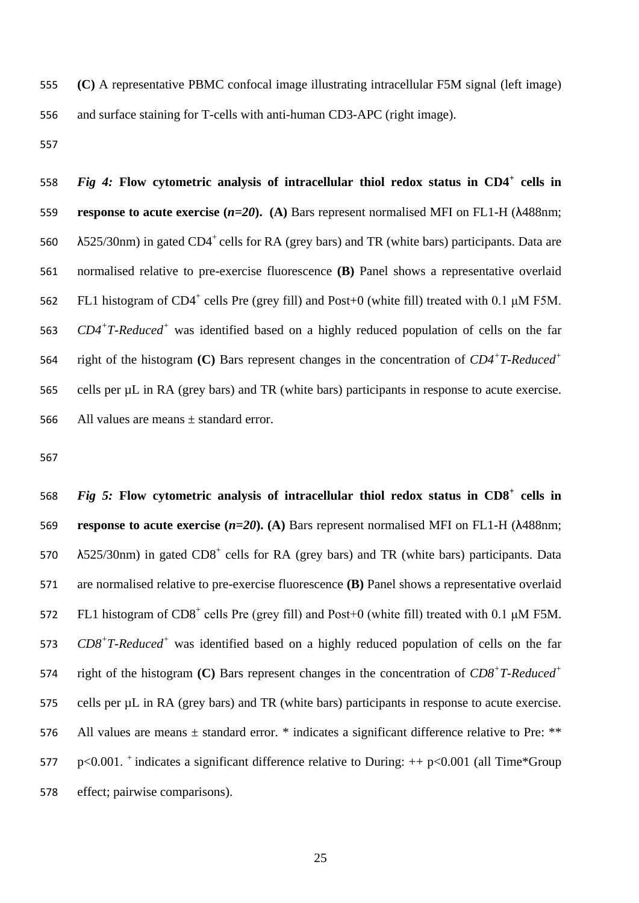**(C)** A representative PBMC confocal image illustrating intracellular F5M signal (left image) and surface staining for T-cells with anti-human CD3-APC (right image).

***Fig 4:*** **Flow cytometric analysis of intracellular thiol redox status in CD4$^+$ cells in response to acute exercise (*n=20*). (A)** Bars represent normalised MFI on FL1-H (λ488nm; λ525/30nm) in gated CD4$^+$ cells for RA (grey bars) and TR (white bars) participants. Data are normalised relative to pre-exercise fluorescence **(B)** Panel shows a representative overlaid FL1 histogram of CD4$^+$ cells Pre (grey fill) and Post+0 (white fill) treated with 0.1 μM F5M. *CD4$^+$T-Reduced$^+$* was identified based on a highly reduced population of cells on the far right of the histogram **(C)** Bars represent changes in the concentration of *CD4$^+$T-Reduced$^+$* cells per µL in RA (grey bars) and TR (white bars) participants in response to acute exercise. All values are means ± standard error.

***Fig 5:*** **Flow cytometric analysis of intracellular thiol redox status in CD8$^+$ cells in response to acute exercise (*n=20*). (A)** Bars represent normalised MFI on FL1-H (λ488nm; λ525/30nm) in gated CD8$^+$ cells for RA (grey bars) and TR (white bars) participants. Data are normalised relative to pre-exercise fluorescence **(B)** Panel shows a representative overlaid FL1 histogram of CD8$^+$ cells Pre (grey fill) and Post+0 (white fill) treated with 0.1 μM F5M. *CD8$^+$T-Reduced$^+$* was identified based on a highly reduced population of cells on the far right of the histogram **(C)** Bars represent changes in the concentration of *CD8$^+$T-Reduced$^+$* cells per µL in RA (grey bars) and TR (white bars) participants in response to acute exercise. All values are means ± standard error. * indicates a significant difference relative to Pre: ** $p<0.001$. $^+$ indicates a significant difference relative to During: ++ $p<0.001$ (all Time*Group effect; pairwise comparisons).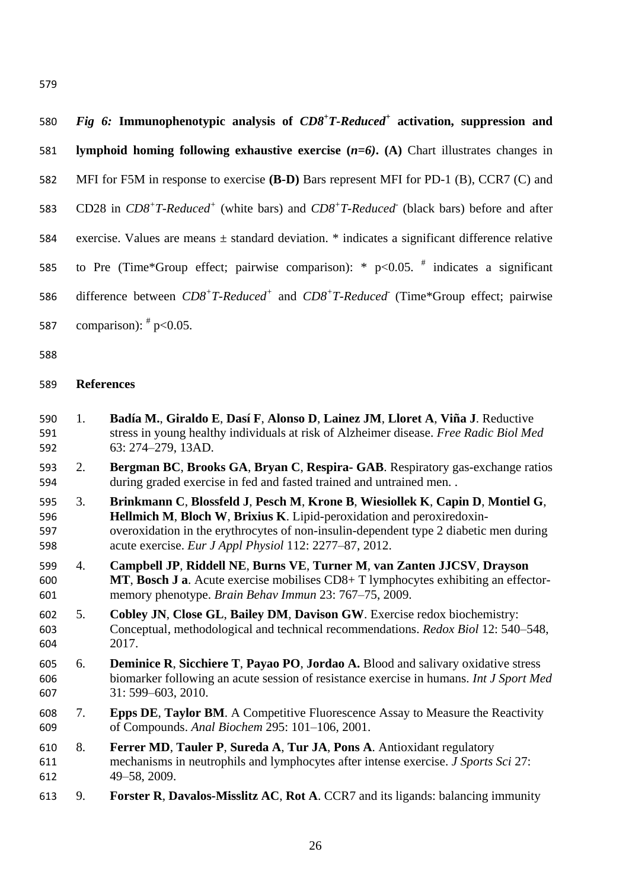***Fig 6:*** **Immunophenotypic analysis of *CD8⁺T-Reduced⁺* activation, suppression and lymphoid homing following exhaustive exercise (*n=6*). (A)** Chart illustrates changes in MFI for F5M in response to exercise **(B-D)** Bars represent MFI for PD-1 (B), CCR7 (C) and CD28 in *CD8⁺T-Reduced⁺* (white bars) and *CD8⁺T-Reduced⁻* (black bars) before and after exercise. Values are means ± standard deviation. * indicates a significant difference relative to Pre (Time*Group effect; pairwise comparison): * $p<0.05$. [#] indicates a significant difference between *CD8⁺T-Reduced⁺* and *CD8⁺T-Reduced⁻* (Time*Group effect; pairwise comparison): [#] $p<0.05$.

## References

1. **Badía M.**, **Giraldo E**, **Dasí F**, **Alonso D**, **Lainez JM**, **Lloret A**, **Viña J**. Reductive stress in young healthy individuals at risk of Alzheimer disease. *Free Radic Biol Med* 63: 274–279, 13AD.
2. **Bergman BC**, **Brooks GA**, **Bryan C**, **Respira- GAB**. Respiratory gas-exchange ratios during graded exercise in fed and fasted trained and untrained men. .
3. **Brinkmann C**, **Blossfeld J**, **Pesch M**, **Krone B**, **Wiesiollek K**, **Capin D**, **Montiel G**, **Hellmich M**, **Bloch W**, **Brixius K**. Lipid-peroxidation and peroxiredoxin-overoxidation in the erythrocytes of non-insulin-dependent type 2 diabetic men during acute exercise. *Eur J Appl Physiol* 112: 2277–87, 2012.
4. **Campbell JP**, **Riddell NE**, **Burns VE**, **Turner M**, **van Zanten JJCSV**, **Drayson MT**, **Bosch J a**. Acute exercise mobilises CD8+ T lymphocytes exhibiting an effector-memory phenotype. *Brain Behav Immun* 23: 767–75, 2009.
5. **Cobley JN**, **Close GL**, **Bailey DM**, **Davison GW**. Exercise redox biochemistry: Conceptual, methodological and technical recommendations. *Redox Biol* 12: 540–548, 2017.
6. **Deminice R**, **Sicchiere T**, **Payao PO**, **Jordao A.** Blood and salivary oxidative stress biomarker following an acute session of resistance exercise in humans. *Int J Sport Med* 31: 599–603, 2010.
7. **Epps DE**, **Taylor BM**. A Competitive Fluorescence Assay to Measure the Reactivity of Compounds. *Anal Biochem* 295: 101–106, 2001.
8. **Ferrer MD**, **Tauler P**, **Sureda A**, **Tur JA**, **Pons A**. Antioxidant regulatory mechanisms in neutrophils and lymphocytes after intense exercise. *J Sports Sci* 27: 49–58, 2009.
9. **Forster R**, **Davalos-Misslitz AC**, **Rot A**. CCR7 and its ligands: balancing immunity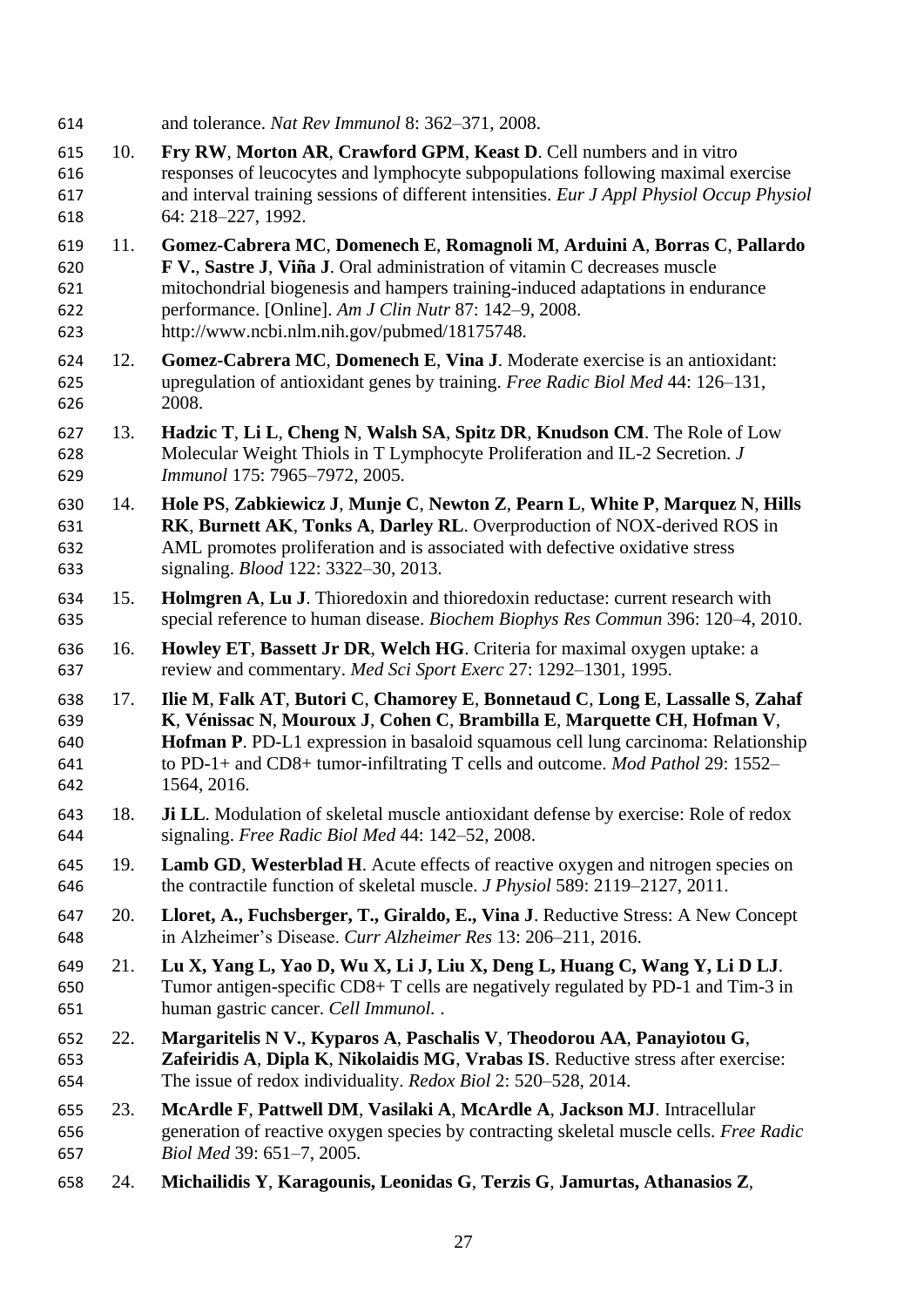and tolerance. *Nat Rev Immunol* 8: 362–371, 2008.

10. **Fry RW**, **Morton AR**, **Crawford GPM**, **Keast D**. Cell numbers and in vitro responses of leucocytes and lymphocyte subpopulations following maximal exercise and interval training sessions of different intensities. *Eur J Appl Physiol Occup Physiol* 64: 218–227, 1992.

11. **Gomez-Cabrera MC**, **Domenech E**, **Romagnoli M**, **Arduini A**, **Borras C**, **Pallardo F V.**, **Sastre J**, **Viña J**. Oral administration of vitamin C decreases muscle mitochondrial biogenesis and hampers training-induced adaptations in endurance performance. [Online]. *Am J Clin Nutr* 87: 142–9, 2008. http://www.ncbi.nlm.nih.gov/pubmed/18175748.

12. **Gomez-Cabrera MC**, **Domenech E**, **Vina J**. Moderate exercise is an antioxidant: upregulation of antioxidant genes by training. *Free Radic Biol Med* 44: 126–131, 2008.

13. **Hadzic T**, **Li L**, **Cheng N**, **Walsh SA**, **Spitz DR**, **Knudson CM**. The Role of Low Molecular Weight Thiols in T Lymphocyte Proliferation and IL-2 Secretion. *J Immunol* 175: 7965–7972, 2005.

14. **Hole PS**, **Zabkiewicz J**, **Munje C**, **Newton Z**, **Pearn L**, **White P**, **Marquez N**, **Hills RK**, **Burnett AK**, **Tonks A**, **Darley RL**. Overproduction of NOX-derived ROS in AML promotes proliferation and is associated with defective oxidative stress signaling. *Blood* 122: 3322–30, 2013.

15. **Holmgren A**, **Lu J**. Thioredoxin and thioredoxin reductase: current research with special reference to human disease. *Biochem Biophys Res Commun* 396: 120–4, 2010.

16. **Howley ET**, **Bassett Jr DR**, **Welch HG**. Criteria for maximal oxygen uptake: a review and commentary. *Med Sci Sport Exerc* 27: 1292–1301, 1995.

17. **Ilie M**, **Falk AT**, **Butori C**, **Chamorey E**, **Bonnetaud C**, **Long E**, **Lassalle S**, **Zahaf K**, **Vénissac N**, **Mouroux J**, **Cohen C**, **Brambilla E**, **Marquette CH**, **Hofman V**, **Hofman P**. PD-L1 expression in basaloid squamous cell lung carcinoma: Relationship to PD-1+ and CD8+ tumor-infiltrating T cells and outcome. *Mod Pathol* 29: 1552–1564, 2016.

18. **Ji LL**. Modulation of skeletal muscle antioxidant defense by exercise: Role of redox signaling. *Free Radic Biol Med* 44: 142–52, 2008.

19. **Lamb GD**, **Westerblad H**. Acute effects of reactive oxygen and nitrogen species on the contractile function of skeletal muscle. *J Physiol* 589: 2119–2127, 2011.

20. **Lloret, A., Fuchsberger, T., Giraldo, E., Vina J**. Reductive Stress: A New Concept in Alzheimer's Disease. *Curr Alzheimer Res* 13: 206–211, 2016.

21. **Lu X, Yang L, Yao D, Wu X, Li J, Liu X, Deng L, Huang C, Wang Y, Li D LJ**. Tumor antigen-specific CD8+ T cells are negatively regulated by PD-1 and Tim-3 in human gastric cancer. *Cell Immunol.* .

22. **Margaritelis N V.**, **Kyparos A**, **Paschalis V**, **Theodorou AA**, **Panayiotou G**, **Zafeiridis A**, **Dipla K**, **Nikolaidis MG**, **Vrabas IS**. Reductive stress after exercise: The issue of redox individuality. *Redox Biol* 2: 520–528, 2014.

23. **McArdle F**, **Pattwell DM**, **Vasilaki A**, **McArdle A**, **Jackson MJ**. Intracellular generation of reactive oxygen species by contracting skeletal muscle cells. *Free Radic Biol Med* 39: 651–7, 2005.

24. **Michailidis Y**, **Karagounis, Leonidas G**, **Terzis G**, **Jamurtas, Athanasios Z**,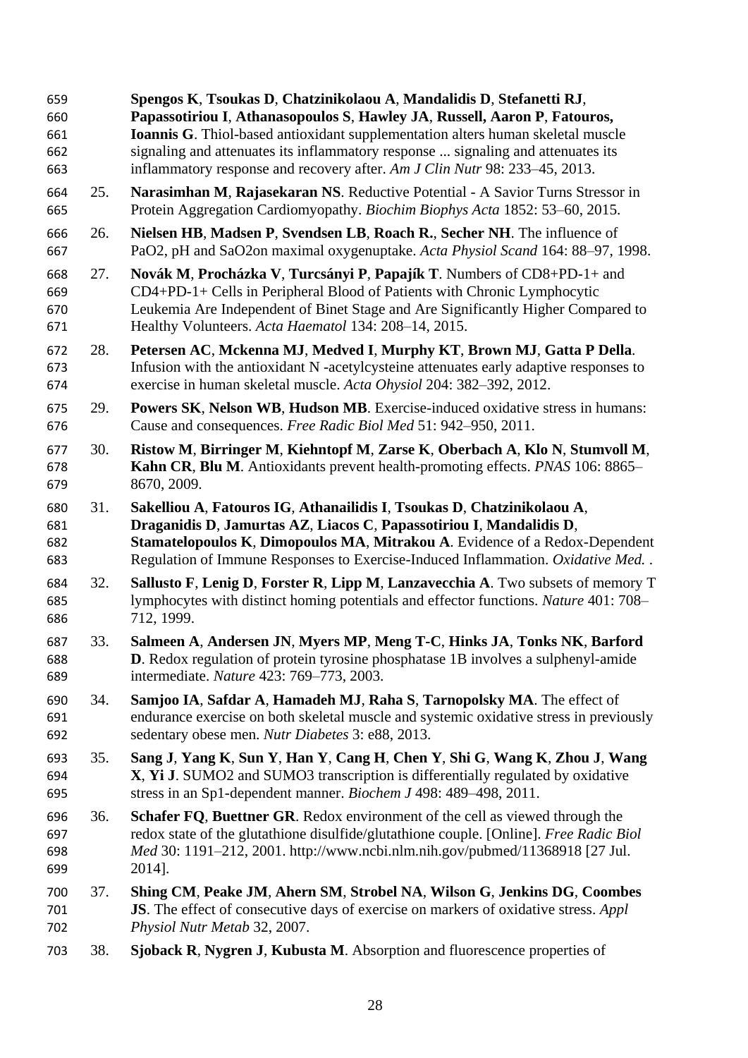**Spengos K**, **Tsoukas D**, **Chatzinikolaou A**, **Mandalidis D**, **Stefanetti RJ**, **Papassotiriou I**, **Athanasopoulos S**, **Hawley JA**, **Russell, Aaron P**, **Fatouros, Ioannis G**. Thiol-based antioxidant supplementation alters human skeletal muscle signaling and attenuates its inflammatory response ... signaling and attenuates its inflammatory response and recovery after. *Am J Clin Nutr* 98: 233–45, 2013.

25. **Narasimhan M**, **Rajasekaran NS**. Reductive Potential - A Savior Turns Stressor in Protein Aggregation Cardiomyopathy. *Biochim Biophys Acta* 1852: 53–60, 2015.

26. **Nielsen HB**, **Madsen P**, **Svendsen LB**, **Roach R.**, **Secher NH**. The influence of PaO2, pH and SaO2on maximal oxygenuptake. *Acta Physiol Scand* 164: 88–97, 1998.

27. **Novák M**, **Procházka V**, **Turcsányi P**, **Papajík T**. Numbers of CD8+PD-1+ and CD4+PD-1+ Cells in Peripheral Blood of Patients with Chronic Lymphocytic Leukemia Are Independent of Binet Stage and Are Significantly Higher Compared to Healthy Volunteers. *Acta Haematol* 134: 208–14, 2015.

28. **Petersen AC**, **Mckenna MJ**, **Medved I**, **Murphy KT**, **Brown MJ**, **Gatta P Della**. Infusion with the antioxidant N -acetylcysteine attenuates early adaptive responses to exercise in human skeletal muscle. *Acta Ohysiol* 204: 382–392, 2012.

29. **Powers SK**, **Nelson WB**, **Hudson MB**. Exercise-induced oxidative stress in humans: Cause and consequences. *Free Radic Biol Med* 51: 942–950, 2011.

30. **Ristow M**, **Birringer M**, **Kiehntopf M**, **Zarse K**, **Oberbach A**, **Klo N**, **Stumvoll M**, **Kahn CR**, **Blu M**. Antioxidants prevent health-promoting effects. *PNAS* 106: 8865–8670, 2009.

31. **Sakelliou A**, **Fatouros IG**, **Athanailidis I**, **Tsoukas D**, **Chatzinikolaou A**, **Draganidis D**, **Jamurtas AZ**, **Liacos C**, **Papassotiriou I**, **Mandalidis D**, **Stamatelopoulos K**, **Dimopoulos MA**, **Mitrakou A**. Evidence of a Redox-Dependent Regulation of Immune Responses to Exercise-Induced Inflammation. *Oxidative Med.* .

32. **Sallusto F**, **Lenig D**, **Forster R**, **Lipp M**, **Lanzavecchia A**. Two subsets of memory T lymphocytes with distinct homing potentials and effector functions. *Nature* 401: 708–712, 1999.

33. **Salmeen A**, **Andersen JN**, **Myers MP**, **Meng T-C**, **Hinks JA**, **Tonks NK**, **Barford D**. Redox regulation of protein tyrosine phosphatase 1B involves a sulphenyl-amide intermediate. *Nature* 423: 769–773, 2003.

34. **Samjoo IA**, **Safdar A**, **Hamadeh MJ**, **Raha S**, **Tarnopolsky MA**. The effect of endurance exercise on both skeletal muscle and systemic oxidative stress in previously sedentary obese men. *Nutr Diabetes* 3: e88, 2013.

35. **Sang J**, **Yang K**, **Sun Y**, **Han Y**, **Cang H**, **Chen Y**, **Shi G**, **Wang K**, **Zhou J**, **Wang X**, **Yi J**. SUMO2 and SUMO3 transcription is differentially regulated by oxidative stress in an Sp1-dependent manner. *Biochem J* 498: 489–498, 2011.

36. **Schafer FQ**, **Buettner GR**. Redox environment of the cell as viewed through the redox state of the glutathione disulfide/glutathione couple. [Online]. *Free Radic Biol Med* 30: 1191–212, 2001. http://www.ncbi.nlm.nih.gov/pubmed/11368918 [27 Jul. 2014].

37. **Shing CM**, **Peake JM**, **Ahern SM**, **Strobel NA**, **Wilson G**, **Jenkins DG**, **Coombes JS**. The effect of consecutive days of exercise on markers of oxidative stress. *Appl Physiol Nutr Metab* 32, 2007.

38. **Sjoback R**, **Nygren J**, **Kubusta M**. Absorption and fluorescence properties of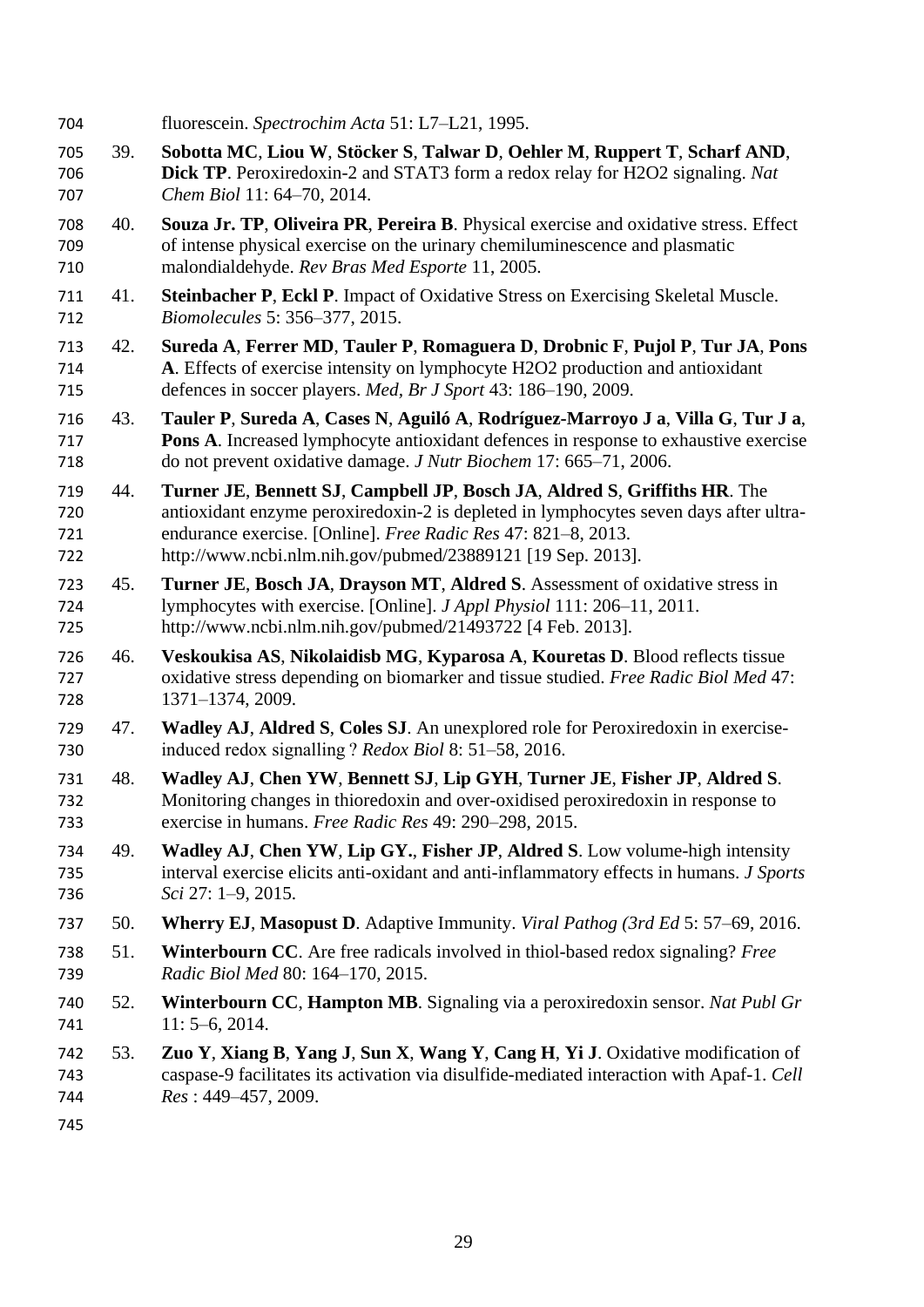fluorescein. *Spectrochim Acta* 51: L7–L21, 1995.

39. **Sobotta MC**, **Liou W**, **Stöcker S**, **Talwar D**, **Oehler M**, **Ruppert T**, **Scharf AND**, **Dick TP**. Peroxiredoxin-2 and STAT3 form a redox relay for H2O2 signaling. *Nat Chem Biol* 11: 64–70, 2014.

40. **Souza Jr. TP**, **Oliveira PR**, **Pereira B**. Physical exercise and oxidative stress. Effect of intense physical exercise on the urinary chemiluminescence and plasmatic malondialdehyde. *Rev Bras Med Esporte* 11, 2005.

41. **Steinbacher P**, **Eckl P**. Impact of Oxidative Stress on Exercising Skeletal Muscle. *Biomolecules* 5: 356–377, 2015.

42. **Sureda A**, **Ferrer MD**, **Tauler P**, **Romaguera D**, **Drobnic F**, **Pujol P**, **Tur JA**, **Pons A**. Effects of exercise intensity on lymphocyte H2O2 production and antioxidant defences in soccer players. *Med, Br J Sport* 43: 186–190, 2009.

43. **Tauler P**, **Sureda A**, **Cases N**, **Aguiló A**, **Rodríguez-Marroyo J a**, **Villa G**, **Tur J a**, **Pons A**. Increased lymphocyte antioxidant defences in response to exhaustive exercise do not prevent oxidative damage. *J Nutr Biochem* 17: 665–71, 2006.

44. **Turner JE**, **Bennett SJ**, **Campbell JP**, **Bosch JA**, **Aldred S**, **Griffiths HR**. The antioxidant enzyme peroxiredoxin-2 is depleted in lymphocytes seven days after ultra-endurance exercise. [Online]. *Free Radic Res* 47: 821–8, 2013. http://www.ncbi.nlm.nih.gov/pubmed/23889121 [19 Sep. 2013].

45. **Turner JE**, **Bosch JA**, **Drayson MT**, **Aldred S**. Assessment of oxidative stress in lymphocytes with exercise. [Online]. *J Appl Physiol* 111: 206–11, 2011. http://www.ncbi.nlm.nih.gov/pubmed/21493722 [4 Feb. 2013].

46. **Veskoukisa AS**, **Nikolaidisb MG**, **Kyparosa A**, **Kouretas D**. Blood reflects tissue oxidative stress depending on biomarker and tissue studied. *Free Radic Biol Med* 47: 1371–1374, 2009.

47. **Wadley AJ**, **Aldred S**, **Coles SJ**. An unexplored role for Peroxiredoxin in exercise-induced redox signalling ? *Redox Biol* 8: 51–58, 2016.

48. **Wadley AJ**, **Chen YW**, **Bennett SJ**, **Lip GYH**, **Turner JE**, **Fisher JP**, **Aldred S**. Monitoring changes in thioredoxin and over-oxidised peroxiredoxin in response to exercise in humans. *Free Radic Res* 49: 290–298, 2015.

49. **Wadley AJ**, **Chen YW**, **Lip GY.**, **Fisher JP**, **Aldred S**. Low volume-high intensity interval exercise elicits anti-oxidant and anti-inflammatory effects in humans. *J Sports Sci* 27: 1–9, 2015.

50. **Wherry EJ**, **Masopust D**. Adaptive Immunity. *Viral Pathog (3rd Ed* 5: 57–69, 2016.

51. **Winterbourn CC**. Are free radicals involved in thiol-based redox signaling? *Free Radic Biol Med* 80: 164–170, 2015.

52. **Winterbourn CC**, **Hampton MB**. Signaling via a peroxiredoxin sensor. *Nat Publ Gr* 11: 5–6, 2014.

53. **Zuo Y**, **Xiang B**, **Yang J**, **Sun X**, **Wang Y**, **Cang H**, **Yi J**. Oxidative modification of caspase-9 facilitates its activation via disulfide-mediated interaction with Apaf-1. *Cell Res* : 449–457, 2009.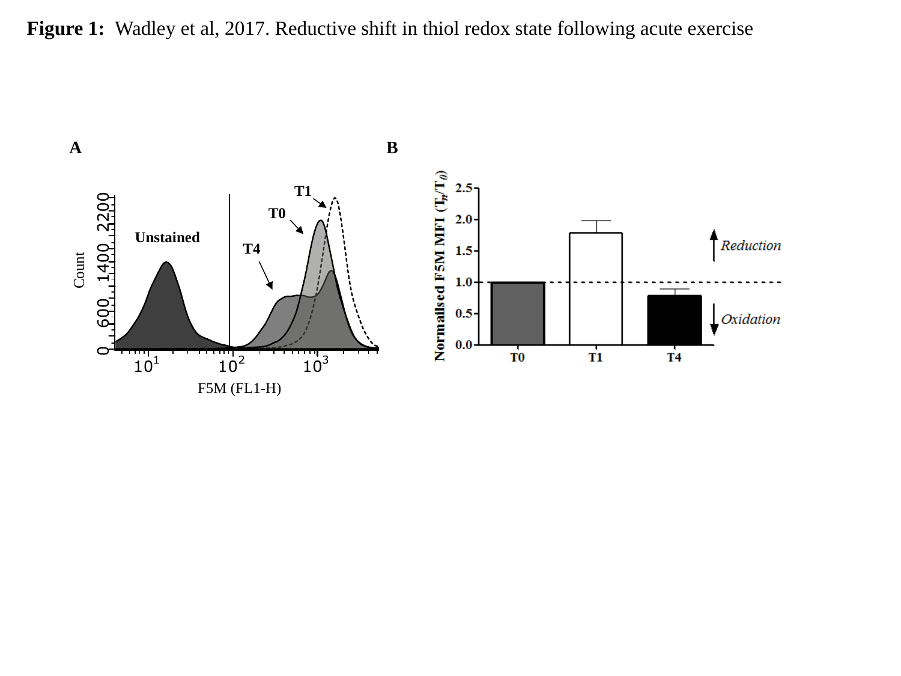**Figure 1:** Wadley et al, 2017. Reductive shift in thiol redox state following acute exercise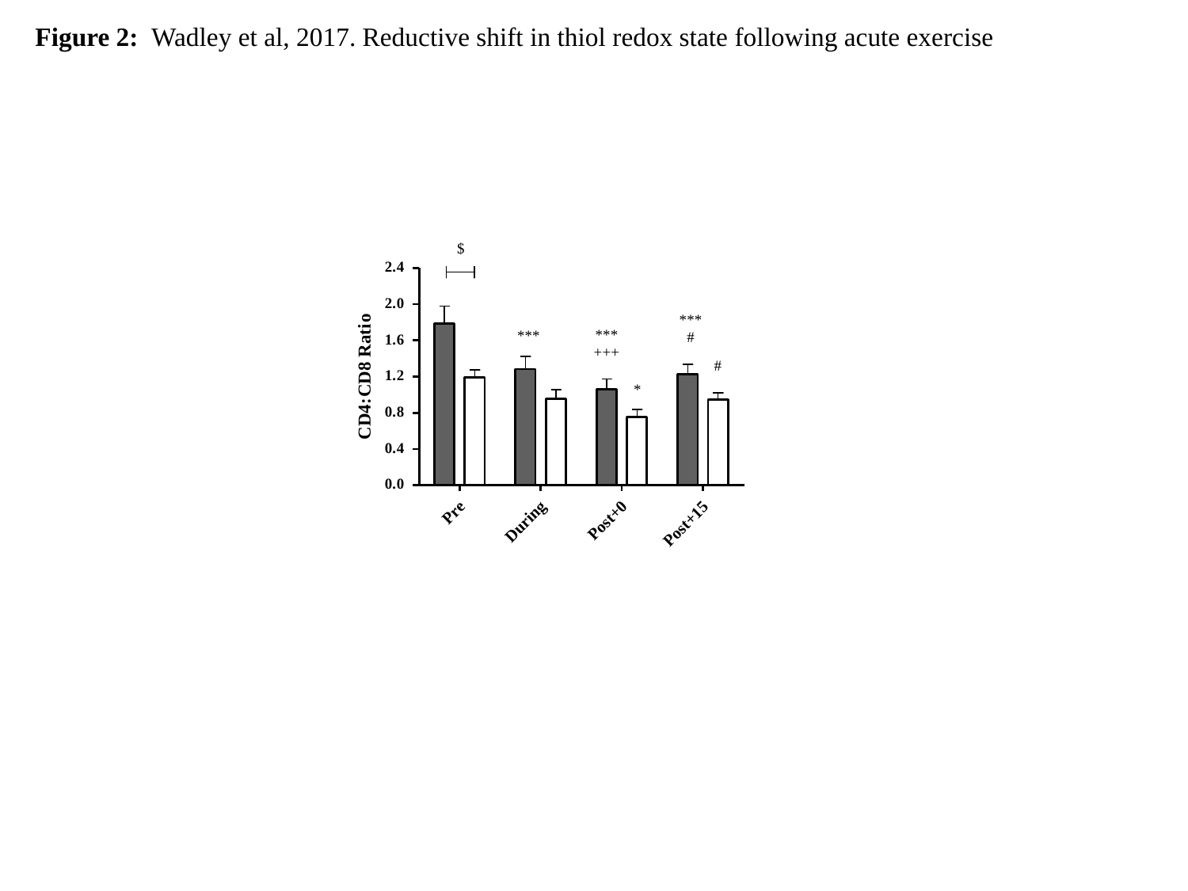**Figure 2:** Wadley et al, 2017. Reductive shift in thiol redox state following acute exercise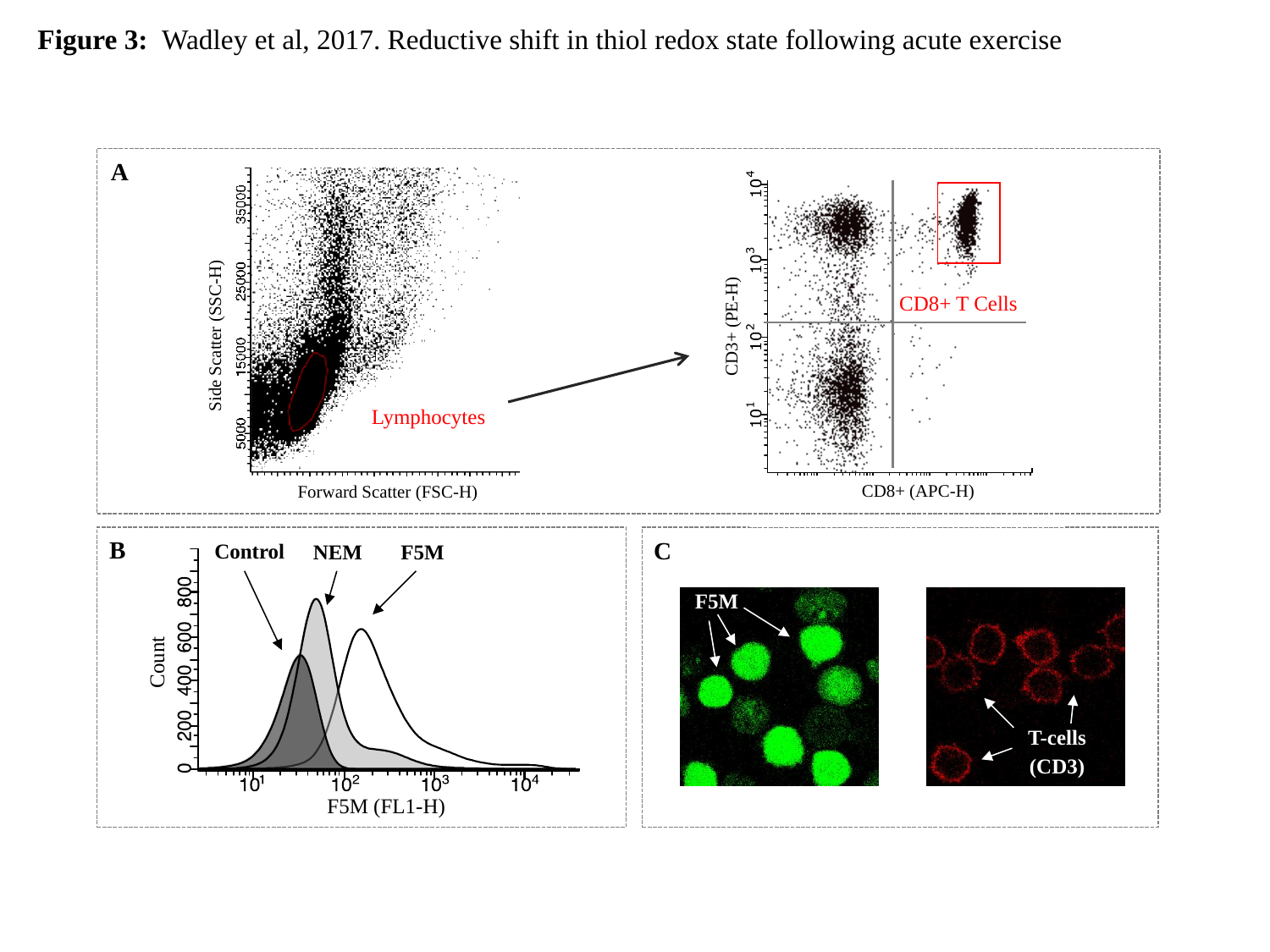**Figure 3:** Wadley et al, 2017. Reductive shift in thiol redox state following acute exercise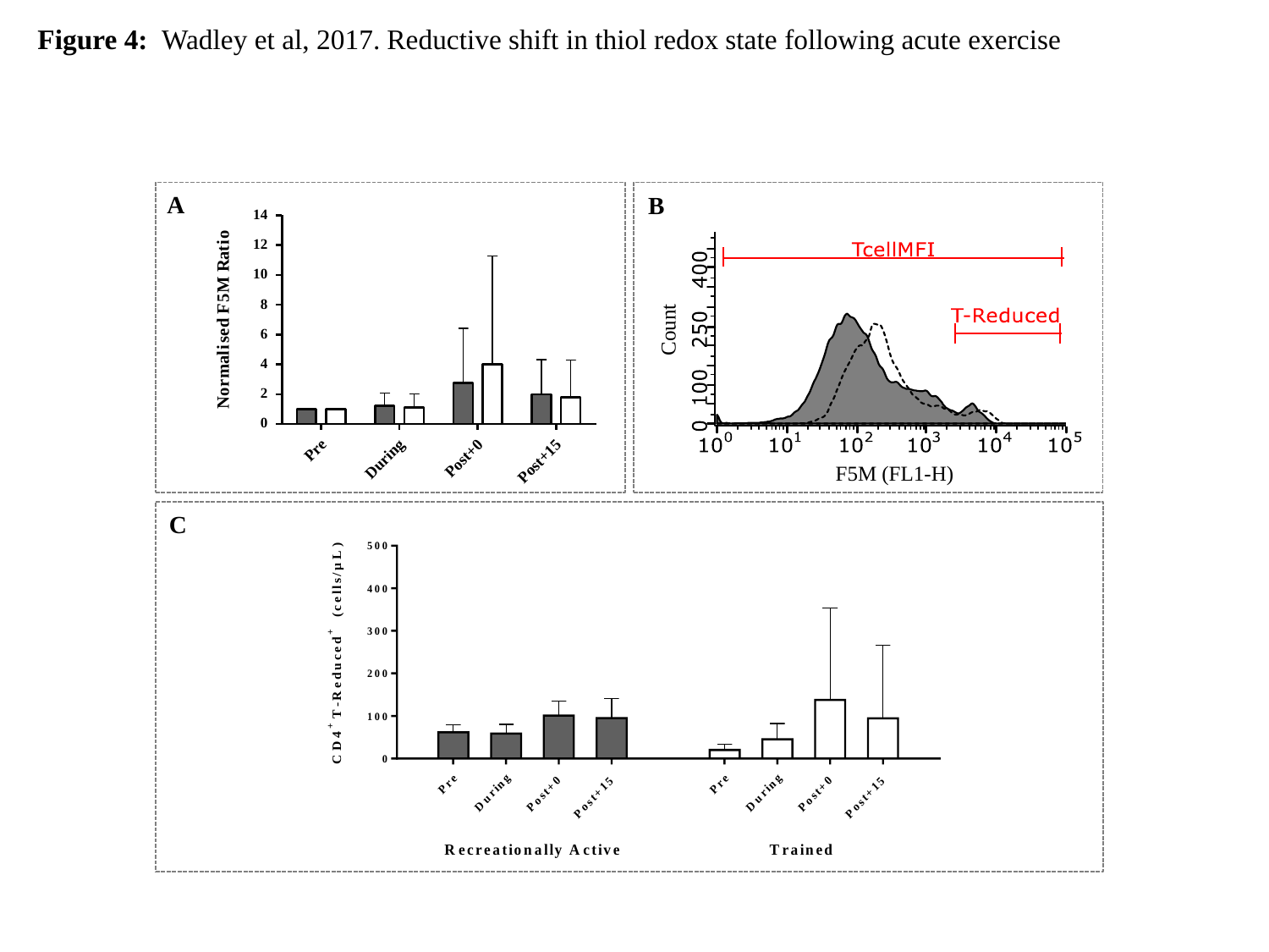**Figure 4:** Wadley et al, 2017. Reductive shift in thiol redox state following acute exercise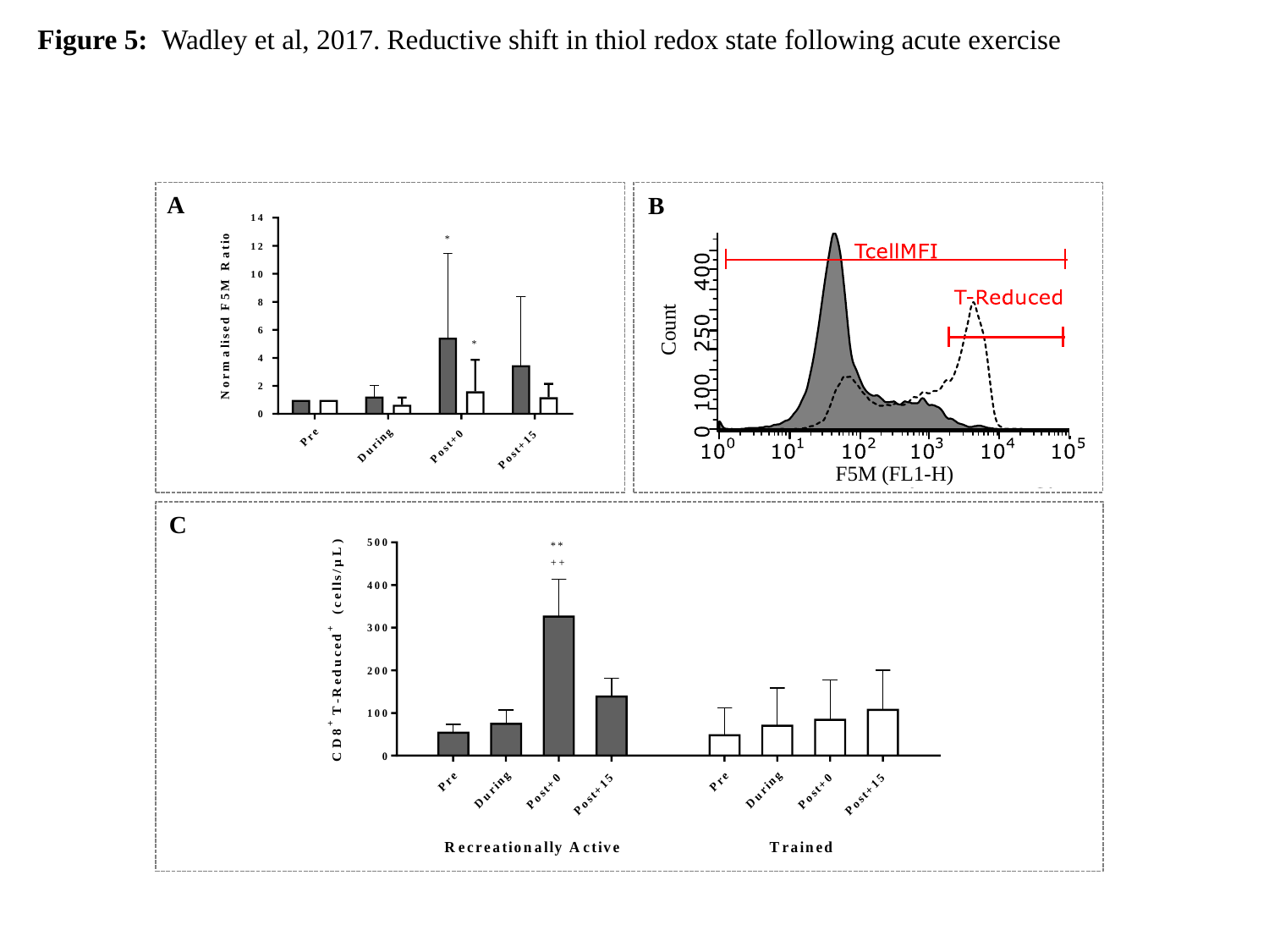**Figure 5:** Wadley et al, 2017. Reductive shift in thiol redox state following acute exercise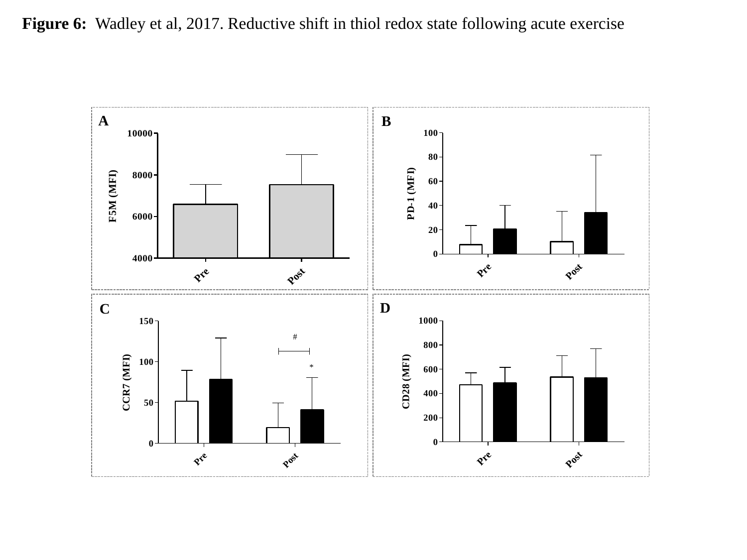**Figure 6:** Wadley et al, 2017. Reductive shift in thiol redox state following acute exercise

A

10000
8000
6000
4000

F5M (MFI)

Pre
Post

B

100
80
60
40
20
0

PD-1 (MFI)

Pre
Post

C

150
100
50
0

CCR7 (MFI)

#
*

Pre
Post

D

1000
800
600
400
200
0

CD28 (MFI)

Pre
Post